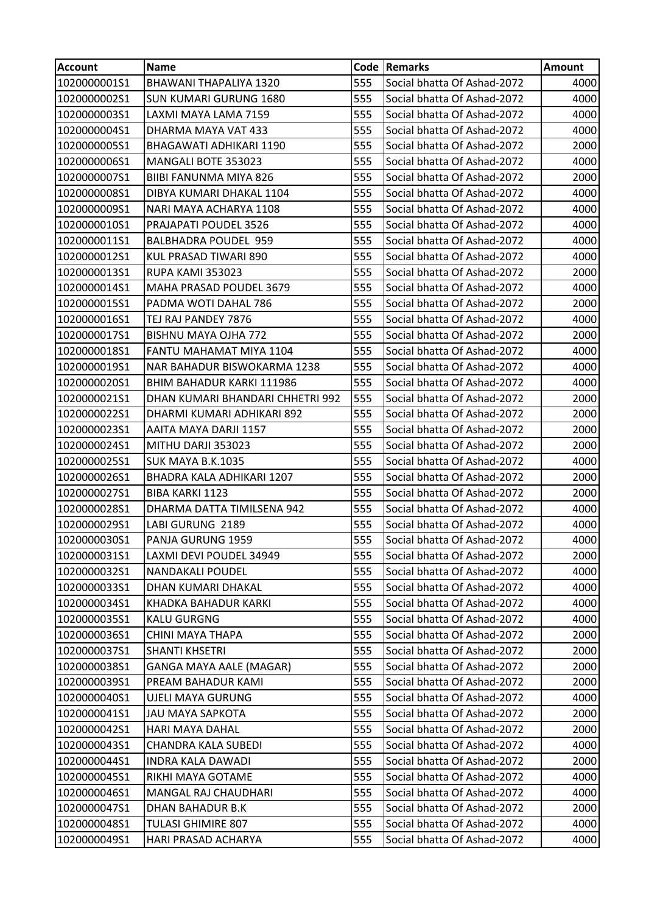| Account | Name | Code | Remarks | Amount |
|---|---|---|---|---|
| 1020000001S1 | BHAWANI THAPALIYA 1320 | 555 | Social bhatta Of Ashad-2072 | 4000 |
| 1020000002S1 | SUN KUMARI GURUNG 1680 | 555 | Social bhatta Of Ashad-2072 | 4000 |
| 1020000003S1 | LAXMI MAYA LAMA 7159 | 555 | Social bhatta Of Ashad-2072 | 4000 |
| 1020000004S1 | DHARMA MAYA VAT 433 | 555 | Social bhatta Of Ashad-2072 | 4000 |
| 1020000005S1 | BHAGAWATI ADHIKARI 1190 | 555 | Social bhatta Of Ashad-2072 | 2000 |
| 1020000006S1 | MANGALI BOTE 353023 | 555 | Social bhatta Of Ashad-2072 | 4000 |
| 1020000007S1 | BIIBI FANUNMA MIYA 826 | 555 | Social bhatta Of Ashad-2072 | 2000 |
| 1020000008S1 | DIBYA KUMARI DHAKAL 1104 | 555 | Social bhatta Of Ashad-2072 | 4000 |
| 1020000009S1 | NARI MAYA ACHARYA 1108 | 555 | Social bhatta Of Ashad-2072 | 4000 |
| 1020000010S1 | PRAJAPATI POUDEL 3526 | 555 | Social bhatta Of Ashad-2072 | 4000 |
| 1020000011S1 | BALBHADRA POUDEL 959 | 555 | Social bhatta Of Ashad-2072 | 4000 |
| 1020000012S1 | KUL PRASAD TIWARI 890 | 555 | Social bhatta Of Ashad-2072 | 4000 |
| 1020000013S1 | RUPA KAMI 353023 | 555 | Social bhatta Of Ashad-2072 | 2000 |
| 1020000014S1 | MAHA PRASAD POUDEL 3679 | 555 | Social bhatta Of Ashad-2072 | 4000 |
| 1020000015S1 | PADMA WOTI DAHAL 786 | 555 | Social bhatta Of Ashad-2072 | 2000 |
| 1020000016S1 | TEJ RAJ PANDEY 7876 | 555 | Social bhatta Of Ashad-2072 | 4000 |
| 1020000017S1 | BISHNU MAYA OJHA 772 | 555 | Social bhatta Of Ashad-2072 | 2000 |
| 1020000018S1 | FANTU MAHAMAT MIYA 1104 | 555 | Social bhatta Of Ashad-2072 | 4000 |
| 1020000019S1 | NAR BAHADUR BISWOKARMA 1238 | 555 | Social bhatta Of Ashad-2072 | 4000 |
| 1020000020S1 | BHIM BAHADUR KARKI 111986 | 555 | Social bhatta Of Ashad-2072 | 4000 |
| 1020000021S1 | DHAN KUMARI BHANDARI CHHETRI 992 | 555 | Social bhatta Of Ashad-2072 | 2000 |
| 1020000022S1 | DHARMI KUMARI ADHIKARI 892 | 555 | Social bhatta Of Ashad-2072 | 2000 |
| 1020000023S1 | AAITA MAYA DARJI 1157 | 555 | Social bhatta Of Ashad-2072 | 2000 |
| 1020000024S1 | MITHU DARJI 353023 | 555 | Social bhatta Of Ashad-2072 | 2000 |
| 1020000025S1 | SUK MAYA B.K.1035 | 555 | Social bhatta Of Ashad-2072 | 4000 |
| 1020000026S1 | BHADRA KALA ADHIKARI 1207 | 555 | Social bhatta Of Ashad-2072 | 2000 |
| 1020000027S1 | BIBA KARKI 1123 | 555 | Social bhatta Of Ashad-2072 | 2000 |
| 1020000028S1 | DHARMA DATTA TIMILSENA 942 | 555 | Social bhatta Of Ashad-2072 | 4000 |
| 1020000029S1 | LABI GURUNG 2189 | 555 | Social bhatta Of Ashad-2072 | 4000 |
| 1020000030S1 | PANJA GURUNG 1959 | 555 | Social bhatta Of Ashad-2072 | 4000 |
| 1020000031S1 | LAXMI DEVI POUDEL 34949 | 555 | Social bhatta Of Ashad-2072 | 2000 |
| 1020000032S1 | NANDAKALI POUDEL | 555 | Social bhatta Of Ashad-2072 | 4000 |
| 1020000033S1 | DHAN KUMARI DHAKAL | 555 | Social bhatta Of Ashad-2072 | 4000 |
| 1020000034S1 | KHADKA BAHADUR KARKI | 555 | Social bhatta Of Ashad-2072 | 4000 |
| 1020000035S1 | KALU GURGNG | 555 | Social bhatta Of Ashad-2072 | 4000 |
| 1020000036S1 | CHINI MAYA THAPA | 555 | Social bhatta Of Ashad-2072 | 2000 |
| 1020000037S1 | SHANTI KHSETRI | 555 | Social bhatta Of Ashad-2072 | 2000 |
| 1020000038S1 | GANGA MAYA AALE (MAGAR) | 555 | Social bhatta Of Ashad-2072 | 2000 |
| 1020000039S1 | PREAM BAHADUR KAMI | 555 | Social bhatta Of Ashad-2072 | 2000 |
| 1020000040S1 | UJELI MAYA GURUNG | 555 | Social bhatta Of Ashad-2072 | 4000 |
| 1020000041S1 | JAU MAYA SAPKOTA | 555 | Social bhatta Of Ashad-2072 | 2000 |
| 1020000042S1 | HARI MAYA DAHAL | 555 | Social bhatta Of Ashad-2072 | 2000 |
| 1020000043S1 | CHANDRA KALA SUBEDI | 555 | Social bhatta Of Ashad-2072 | 4000 |
| 1020000044S1 | INDRA KALA DAWADI | 555 | Social bhatta Of Ashad-2072 | 2000 |
| 1020000045S1 | RIKHI MAYA GOTAME | 555 | Social bhatta Of Ashad-2072 | 4000 |
| 1020000046S1 | MANGAL RAJ CHAUDHARI | 555 | Social bhatta Of Ashad-2072 | 4000 |
| 1020000047S1 | DHAN BAHADUR B.K | 555 | Social bhatta Of Ashad-2072 | 2000 |
| 1020000048S1 | TULASI GHIMIRE 807 | 555 | Social bhatta Of Ashad-2072 | 4000 |
| 1020000049S1 | HARI PRASAD ACHARYA | 555 | Social bhatta Of Ashad-2072 | 4000 |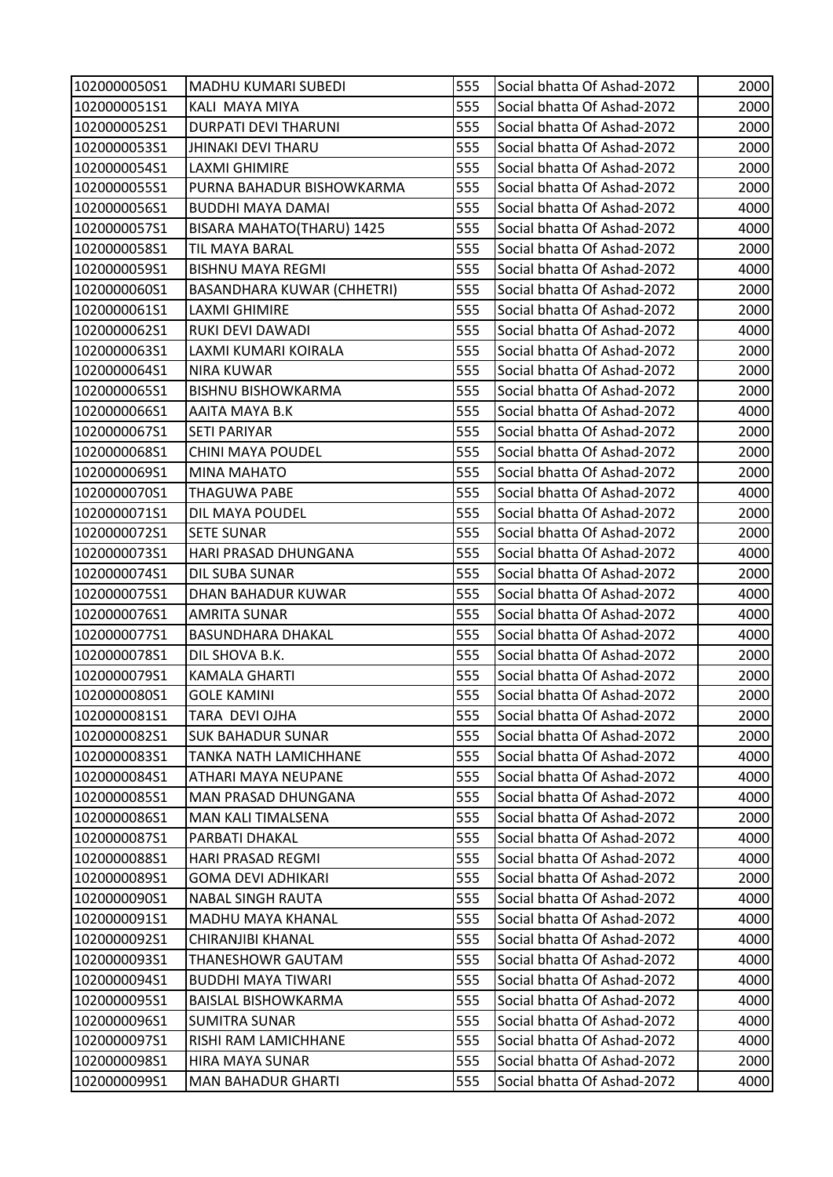| 1020000050S1 | MADHU KUMARI SUBEDI | 555 | Social bhatta Of Ashad-2072 | 2000 |
|---|---|---|---|---|
| 1020000051S1 | KALI MAYA MIYA | 555 | Social bhatta Of Ashad-2072 | 2000 |
| 1020000052S1 | DURPATI DEVI THARUNI | 555 | Social bhatta Of Ashad-2072 | 2000 |
| 1020000053S1 | JHINAKI DEVI THARU | 555 | Social bhatta Of Ashad-2072 | 2000 |
| 1020000054S1 | LAXMI GHIMIRE | 555 | Social bhatta Of Ashad-2072 | 2000 |
| 1020000055S1 | PURNA BAHADUR BISHOWKARMA | 555 | Social bhatta Of Ashad-2072 | 2000 |
| 1020000056S1 | BUDDHI MAYA DAMAI | 555 | Social bhatta Of Ashad-2072 | 4000 |
| 1020000057S1 | BISARA MAHATO(THARU) 1425 | 555 | Social bhatta Of Ashad-2072 | 4000 |
| 1020000058S1 | TIL MAYA BARAL | 555 | Social bhatta Of Ashad-2072 | 2000 |
| 1020000059S1 | BISHNU MAYA REGMI | 555 | Social bhatta Of Ashad-2072 | 4000 |
| 1020000060S1 | BASANDHARA KUWAR (CHHETRI) | 555 | Social bhatta Of Ashad-2072 | 2000 |
| 1020000061S1 | LAXMI GHIMIRE | 555 | Social bhatta Of Ashad-2072 | 2000 |
| 1020000062S1 | RUKI DEVI DAWADI | 555 | Social bhatta Of Ashad-2072 | 4000 |
| 1020000063S1 | LAXMI KUMARI KOIRALA | 555 | Social bhatta Of Ashad-2072 | 2000 |
| 1020000064S1 | NIRA KUWAR | 555 | Social bhatta Of Ashad-2072 | 2000 |
| 1020000065S1 | BISHNU BISHOWKARMA | 555 | Social bhatta Of Ashad-2072 | 2000 |
| 1020000066S1 | AAITA MAYA B.K | 555 | Social bhatta Of Ashad-2072 | 4000 |
| 1020000067S1 | SETI PARIYAR | 555 | Social bhatta Of Ashad-2072 | 2000 |
| 1020000068S1 | CHINI MAYA POUDEL | 555 | Social bhatta Of Ashad-2072 | 2000 |
| 1020000069S1 | MINA MAHATO | 555 | Social bhatta Of Ashad-2072 | 2000 |
| 1020000070S1 | THAGUWA PABE | 555 | Social bhatta Of Ashad-2072 | 4000 |
| 1020000071S1 | DIL MAYA POUDEL | 555 | Social bhatta Of Ashad-2072 | 2000 |
| 1020000072S1 | SETE SUNAR | 555 | Social bhatta Of Ashad-2072 | 2000 |
| 1020000073S1 | HARI PRASAD DHUNGANA | 555 | Social bhatta Of Ashad-2072 | 4000 |
| 1020000074S1 | DIL SUBA SUNAR | 555 | Social bhatta Of Ashad-2072 | 2000 |
| 1020000075S1 | DHAN BAHADUR KUWAR | 555 | Social bhatta Of Ashad-2072 | 4000 |
| 1020000076S1 | AMRITA SUNAR | 555 | Social bhatta Of Ashad-2072 | 4000 |
| 1020000077S1 | BASUNDHARA DHAKAL | 555 | Social bhatta Of Ashad-2072 | 4000 |
| 1020000078S1 | DIL SHOVA B.K. | 555 | Social bhatta Of Ashad-2072 | 2000 |
| 1020000079S1 | KAMALA GHARTI | 555 | Social bhatta Of Ashad-2072 | 2000 |
| 1020000080S1 | GOLE KAMINI | 555 | Social bhatta Of Ashad-2072 | 2000 |
| 1020000081S1 | TARA DEVI OJHA | 555 | Social bhatta Of Ashad-2072 | 2000 |
| 1020000082S1 | SUK BAHADUR SUNAR | 555 | Social bhatta Of Ashad-2072 | 2000 |
| 1020000083S1 | TANKA NATH LAMICHHANE | 555 | Social bhatta Of Ashad-2072 | 4000 |
| 1020000084S1 | ATHARI MAYA NEUPANE | 555 | Social bhatta Of Ashad-2072 | 4000 |
| 1020000085S1 | MAN PRASAD DHUNGANA | 555 | Social bhatta Of Ashad-2072 | 4000 |
| 1020000086S1 | MAN KALI TIMALSENA | 555 | Social bhatta Of Ashad-2072 | 2000 |
| 1020000087S1 | PARBATI DHAKAL | 555 | Social bhatta Of Ashad-2072 | 4000 |
| 1020000088S1 | HARI PRASAD REGMI | 555 | Social bhatta Of Ashad-2072 | 4000 |
| 1020000089S1 | GOMA DEVI ADHIKARI | 555 | Social bhatta Of Ashad-2072 | 2000 |
| 1020000090S1 | NABAL SINGH RAUTA | 555 | Social bhatta Of Ashad-2072 | 4000 |
| 1020000091S1 | MADHU MAYA KHANAL | 555 | Social bhatta Of Ashad-2072 | 4000 |
| 1020000092S1 | CHIRANJIBI KHANAL | 555 | Social bhatta Of Ashad-2072 | 4000 |
| 1020000093S1 | THANESHOWR GAUTAM | 555 | Social bhatta Of Ashad-2072 | 4000 |
| 1020000094S1 | BUDDHI MAYA TIWARI | 555 | Social bhatta Of Ashad-2072 | 4000 |
| 1020000095S1 | BAISLAL BISHOWKARMA | 555 | Social bhatta Of Ashad-2072 | 4000 |
| 1020000096S1 | SUMITRA SUNAR | 555 | Social bhatta Of Ashad-2072 | 4000 |
| 1020000097S1 | RISHI RAM LAMICHHANE | 555 | Social bhatta Of Ashad-2072 | 4000 |
| 1020000098S1 | HIRA MAYA SUNAR | 555 | Social bhatta Of Ashad-2072 | 2000 |
| 1020000099S1 | MAN BAHADUR GHARTI | 555 | Social bhatta Of Ashad-2072 | 4000 |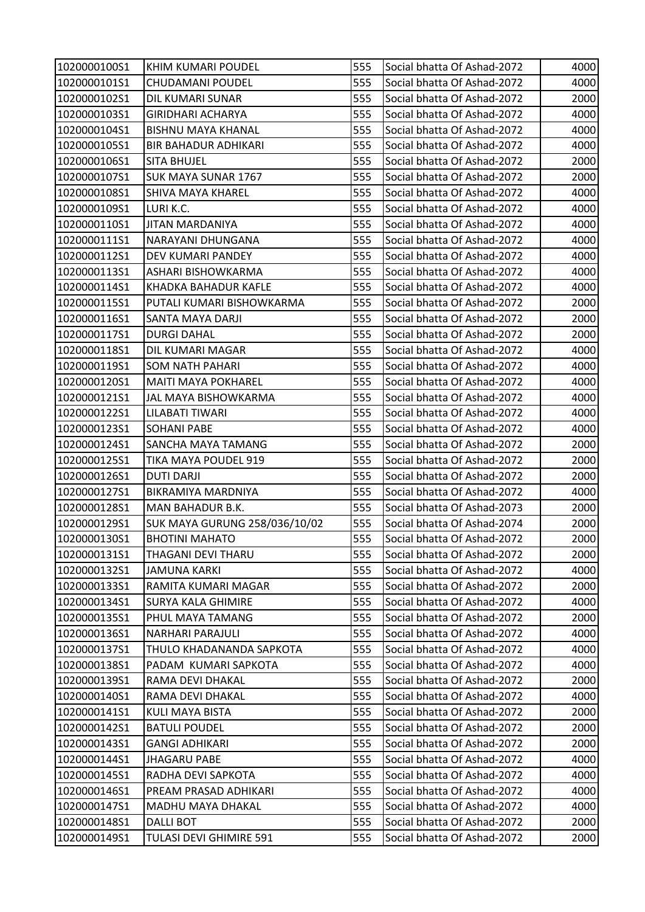| | | | | |
|---|---|---|---|---|
| 1020000100S1 | KHIM KUMARI POUDEL | 555 | Social bhatta Of Ashad-2072 | 4000 |
| 1020000101S1 | CHUDAMANI POUDEL | 555 | Social bhatta Of Ashad-2072 | 4000 |
| 1020000102S1 | DIL KUMARI SUNAR | 555 | Social bhatta Of Ashad-2072 | 2000 |
| 1020000103S1 | GIRIDHARI ACHARYA | 555 | Social bhatta Of Ashad-2072 | 4000 |
| 1020000104S1 | BISHNU MAYA KHANAL | 555 | Social bhatta Of Ashad-2072 | 4000 |
| 1020000105S1 | BIR BAHADUR ADHIKARI | 555 | Social bhatta Of Ashad-2072 | 4000 |
| 1020000106S1 | SITA BHUJEL | 555 | Social bhatta Of Ashad-2072 | 2000 |
| 1020000107S1 | SUK MAYA SUNAR 1767 | 555 | Social bhatta Of Ashad-2072 | 2000 |
| 1020000108S1 | SHIVA MAYA KHAREL | 555 | Social bhatta Of Ashad-2072 | 4000 |
| 1020000109S1 | LURI K.C. | 555 | Social bhatta Of Ashad-2072 | 4000 |
| 1020000110S1 | JITAN MARDANIYA | 555 | Social bhatta Of Ashad-2072 | 4000 |
| 1020000111S1 | NARAYANI DHUNGANA | 555 | Social bhatta Of Ashad-2072 | 4000 |
| 1020000112S1 | DEV KUMARI PANDEY | 555 | Social bhatta Of Ashad-2072 | 4000 |
| 1020000113S1 | ASHARI BISHOWKARMA | 555 | Social bhatta Of Ashad-2072 | 4000 |
| 1020000114S1 | KHADKA BAHADUR KAFLE | 555 | Social bhatta Of Ashad-2072 | 4000 |
| 1020000115S1 | PUTALI KUMARI BISHOWKARMA | 555 | Social bhatta Of Ashad-2072 | 2000 |
| 1020000116S1 | SANTA MAYA DARJI | 555 | Social bhatta Of Ashad-2072 | 2000 |
| 1020000117S1 | DURGI DAHAL | 555 | Social bhatta Of Ashad-2072 | 2000 |
| 1020000118S1 | DIL KUMARI MAGAR | 555 | Social bhatta Of Ashad-2072 | 4000 |
| 1020000119S1 | SOM NATH PAHARI | 555 | Social bhatta Of Ashad-2072 | 4000 |
| 1020000120S1 | MAITI MAYA POKHAREL | 555 | Social bhatta Of Ashad-2072 | 4000 |
| 1020000121S1 | JAL MAYA BISHOWKARMA | 555 | Social bhatta Of Ashad-2072 | 4000 |
| 1020000122S1 | LILABATI TIWARI | 555 | Social bhatta Of Ashad-2072 | 4000 |
| 1020000123S1 | SOHANI PABE | 555 | Social bhatta Of Ashad-2072 | 4000 |
| 1020000124S1 | SANCHA MAYA TAMANG | 555 | Social bhatta Of Ashad-2072 | 2000 |
| 1020000125S1 | TIKA MAYA POUDEL 919 | 555 | Social bhatta Of Ashad-2072 | 2000 |
| 1020000126S1 | DUTI DARJI | 555 | Social bhatta Of Ashad-2072 | 2000 |
| 1020000127S1 | BIKRAMIYA MARDNIYA | 555 | Social bhatta Of Ashad-2072 | 4000 |
| 1020000128S1 | MAN BAHADUR B.K. | 555 | Social bhatta Of Ashad-2073 | 2000 |
| 1020000129S1 | SUK MAYA GURUNG 258/036/10/02 | 555 | Social bhatta Of Ashad-2074 | 2000 |
| 1020000130S1 | BHOTINI MAHATO | 555 | Social bhatta Of Ashad-2072 | 2000 |
| 1020000131S1 | THAGANI DEVI THARU | 555 | Social bhatta Of Ashad-2072 | 2000 |
| 1020000132S1 | JAMUNA KARKI | 555 | Social bhatta Of Ashad-2072 | 4000 |
| 1020000133S1 | RAMITA KUMARI MAGAR | 555 | Social bhatta Of Ashad-2072 | 2000 |
| 1020000134S1 | SURYA KALA GHIMIRE | 555 | Social bhatta Of Ashad-2072 | 4000 |
| 1020000135S1 | PHUL MAYA TAMANG | 555 | Social bhatta Of Ashad-2072 | 2000 |
| 1020000136S1 | NARHARI PARAJULI | 555 | Social bhatta Of Ashad-2072 | 4000 |
| 1020000137S1 | THULO KHADANANDA SAPKOTA | 555 | Social bhatta Of Ashad-2072 | 4000 |
| 1020000138S1 | PADAM KUMARI SAPKOTA | 555 | Social bhatta Of Ashad-2072 | 4000 |
| 1020000139S1 | RAMA DEVI DHAKAL | 555 | Social bhatta Of Ashad-2072 | 2000 |
| 1020000140S1 | RAMA DEVI DHAKAL | 555 | Social bhatta Of Ashad-2072 | 4000 |
| 1020000141S1 | KULI MAYA BISTA | 555 | Social bhatta Of Ashad-2072 | 2000 |
| 1020000142S1 | BATULI POUDEL | 555 | Social bhatta Of Ashad-2072 | 2000 |
| 1020000143S1 | GANGI ADHIKARI | 555 | Social bhatta Of Ashad-2072 | 2000 |
| 1020000144S1 | JHAGARU PABE | 555 | Social bhatta Of Ashad-2072 | 4000 |
| 1020000145S1 | RADHA DEVI SAPKOTA | 555 | Social bhatta Of Ashad-2072 | 4000 |
| 1020000146S1 | PREAM PRASAD ADHIKARI | 555 | Social bhatta Of Ashad-2072 | 4000 |
| 1020000147S1 | MADHU MAYA DHAKAL | 555 | Social bhatta Of Ashad-2072 | 4000 |
| 1020000148S1 | DALLI BOT | 555 | Social bhatta Of Ashad-2072 | 2000 |
| 1020000149S1 | TULASI DEVI GHIMIRE 591 | 555 | Social bhatta Of Ashad-2072 | 2000 |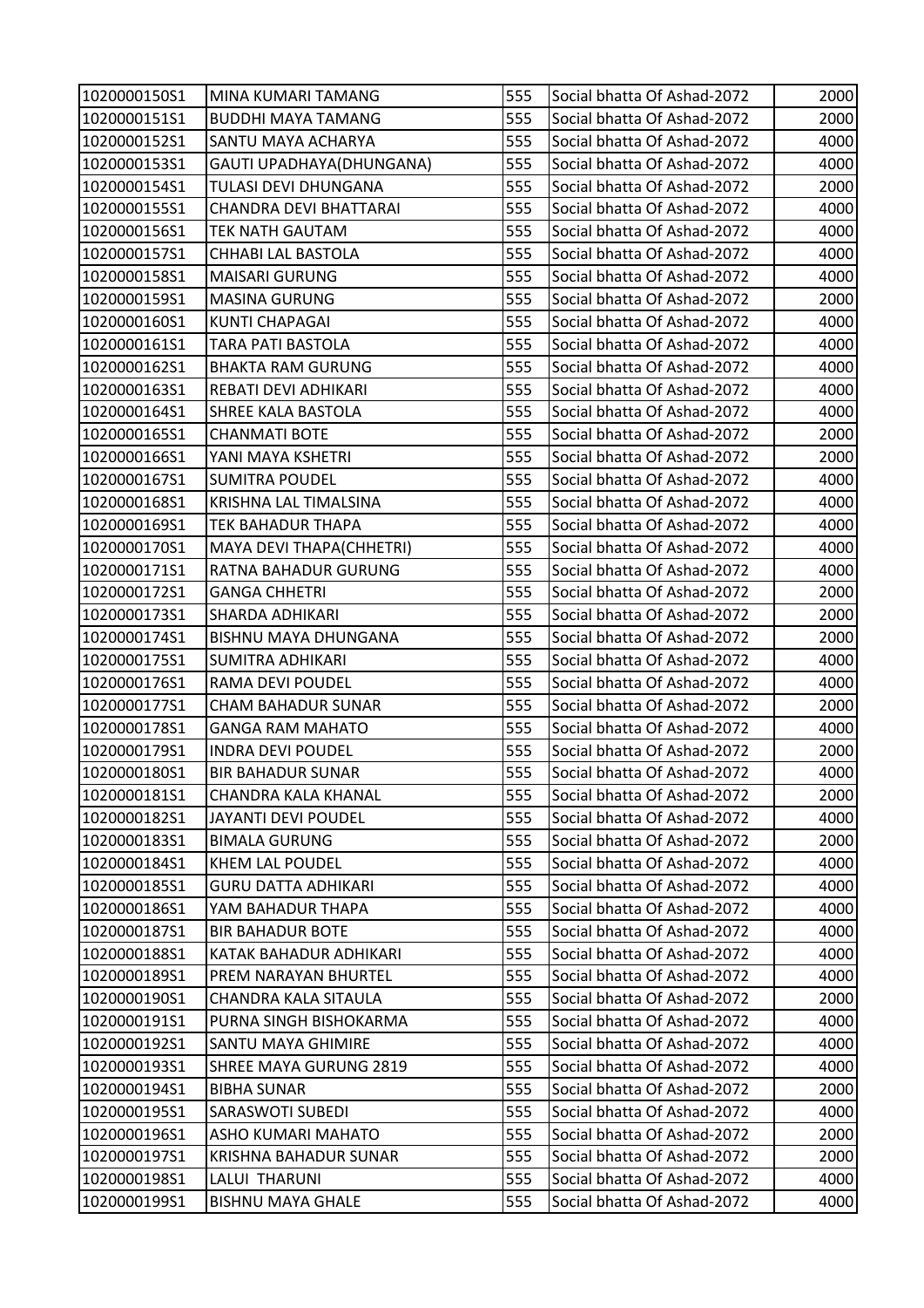| 1020000150S1 | MINA KUMARI TAMANG | 555 | Social bhatta Of Ashad-2072 | 2000 |
|---|---|---|---|---|
| 1020000151S1 | BUDDHI MAYA TAMANG | 555 | Social bhatta Of Ashad-2072 | 2000 |
| 1020000152S1 | SANTU MAYA ACHARYA | 555 | Social bhatta Of Ashad-2072 | 4000 |
| 1020000153S1 | GAUTI UPADHAYA(DHUNGANA) | 555 | Social bhatta Of Ashad-2072 | 4000 |
| 1020000154S1 | TULASI DEVI DHUNGANA | 555 | Social bhatta Of Ashad-2072 | 2000 |
| 1020000155S1 | CHANDRA DEVI BHATTARAI | 555 | Social bhatta Of Ashad-2072 | 4000 |
| 1020000156S1 | TEK NATH GAUTAM | 555 | Social bhatta Of Ashad-2072 | 4000 |
| 1020000157S1 | CHHABI LAL BASTOLA | 555 | Social bhatta Of Ashad-2072 | 4000 |
| 1020000158S1 | MAISARI GURUNG | 555 | Social bhatta Of Ashad-2072 | 4000 |
| 1020000159S1 | MASINA GURUNG | 555 | Social bhatta Of Ashad-2072 | 2000 |
| 1020000160S1 | KUNTI CHAPAGAI | 555 | Social bhatta Of Ashad-2072 | 4000 |
| 1020000161S1 | TARA PATI BASTOLA | 555 | Social bhatta Of Ashad-2072 | 4000 |
| 1020000162S1 | BHAKTA RAM GURUNG | 555 | Social bhatta Of Ashad-2072 | 4000 |
| 1020000163S1 | REBATI DEVI ADHIKARI | 555 | Social bhatta Of Ashad-2072 | 4000 |
| 1020000164S1 | SHREE KALA BASTOLA | 555 | Social bhatta Of Ashad-2072 | 4000 |
| 1020000165S1 | CHANMATI BOTE | 555 | Social bhatta Of Ashad-2072 | 2000 |
| 1020000166S1 | YANI MAYA KSHETRI | 555 | Social bhatta Of Ashad-2072 | 2000 |
| 1020000167S1 | SUMITRA POUDEL | 555 | Social bhatta Of Ashad-2072 | 4000 |
| 1020000168S1 | KRISHNA LAL TIMALSINA | 555 | Social bhatta Of Ashad-2072 | 4000 |
| 1020000169S1 | TEK BAHADUR THAPA | 555 | Social bhatta Of Ashad-2072 | 4000 |
| 1020000170S1 | MAYA DEVI THAPA(CHHETRI) | 555 | Social bhatta Of Ashad-2072 | 4000 |
| 1020000171S1 | RATNA BAHADUR GURUNG | 555 | Social bhatta Of Ashad-2072 | 4000 |
| 1020000172S1 | GANGA CHHETRI | 555 | Social bhatta Of Ashad-2072 | 2000 |
| 1020000173S1 | SHARDA ADHIKARI | 555 | Social bhatta Of Ashad-2072 | 2000 |
| 1020000174S1 | BISHNU MAYA DHUNGANA | 555 | Social bhatta Of Ashad-2072 | 2000 |
| 1020000175S1 | SUMITRA ADHIKARI | 555 | Social bhatta Of Ashad-2072 | 4000 |
| 1020000176S1 | RAMA DEVI POUDEL | 555 | Social bhatta Of Ashad-2072 | 4000 |
| 1020000177S1 | CHAM BAHADUR SUNAR | 555 | Social bhatta Of Ashad-2072 | 2000 |
| 1020000178S1 | GANGA RAM MAHATO | 555 | Social bhatta Of Ashad-2072 | 4000 |
| 1020000179S1 | INDRA DEVI POUDEL | 555 | Social bhatta Of Ashad-2072 | 2000 |
| 1020000180S1 | BIR BAHADUR SUNAR | 555 | Social bhatta Of Ashad-2072 | 4000 |
| 1020000181S1 | CHANDRA KALA KHANAL | 555 | Social bhatta Of Ashad-2072 | 2000 |
| 1020000182S1 | JAYANTI DEVI POUDEL | 555 | Social bhatta Of Ashad-2072 | 4000 |
| 1020000183S1 | BIMALA GURUNG | 555 | Social bhatta Of Ashad-2072 | 2000 |
| 1020000184S1 | KHEM LAL POUDEL | 555 | Social bhatta Of Ashad-2072 | 4000 |
| 1020000185S1 | GURU DATTA ADHIKARI | 555 | Social bhatta Of Ashad-2072 | 4000 |
| 1020000186S1 | YAM BAHADUR THAPA | 555 | Social bhatta Of Ashad-2072 | 4000 |
| 1020000187S1 | BIR BAHADUR BOTE | 555 | Social bhatta Of Ashad-2072 | 4000 |
| 1020000188S1 | KATAK BAHADUR ADHIKARI | 555 | Social bhatta Of Ashad-2072 | 4000 |
| 1020000189S1 | PREM NARAYAN BHURTEL | 555 | Social bhatta Of Ashad-2072 | 4000 |
| 1020000190S1 | CHANDRA KALA SITAULA | 555 | Social bhatta Of Ashad-2072 | 2000 |
| 1020000191S1 | PURNA SINGH BISHOKARMA | 555 | Social bhatta Of Ashad-2072 | 4000 |
| 1020000192S1 | SANTU MAYA GHIMIRE | 555 | Social bhatta Of Ashad-2072 | 4000 |
| 1020000193S1 | SHREE MAYA GURUNG 2819 | 555 | Social bhatta Of Ashad-2072 | 4000 |
| 1020000194S1 | BIBHA SUNAR | 555 | Social bhatta Of Ashad-2072 | 2000 |
| 1020000195S1 | SARASWOTI SUBEDI | 555 | Social bhatta Of Ashad-2072 | 4000 |
| 1020000196S1 | ASHO KUMARI MAHATO | 555 | Social bhatta Of Ashad-2072 | 2000 |
| 1020000197S1 | KRISHNA BAHADUR SUNAR | 555 | Social bhatta Of Ashad-2072 | 2000 |
| 1020000198S1 | LALUI THARUNI | 555 | Social bhatta Of Ashad-2072 | 4000 |
| 1020000199S1 | BISHNU MAYA GHALE | 555 | Social bhatta Of Ashad-2072 | 4000 |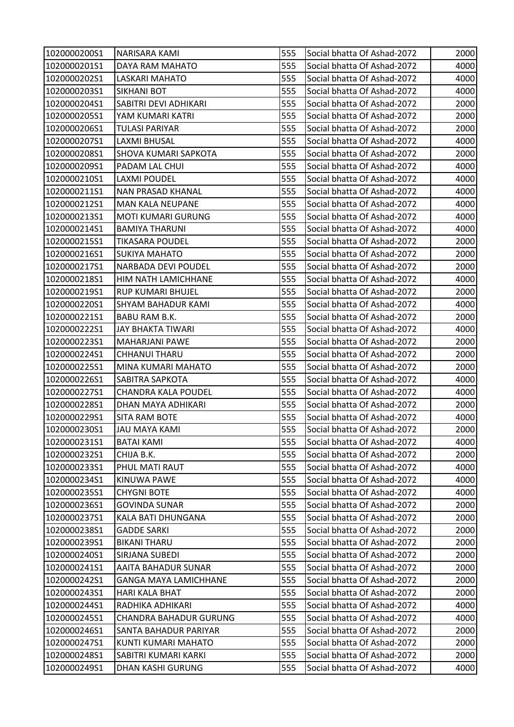| 1020000200S1 | NARISARA KAMI | 555 | Social bhatta Of Ashad-2072 | 2000 |
|---|---|---|---|---|
| 1020000201S1 | DAYA RAM MAHATO | 555 | Social bhatta Of Ashad-2072 | 4000 |
| 1020000202S1 | LASKARI MAHATO | 555 | Social bhatta Of Ashad-2072 | 4000 |
| 1020000203S1 | SIKHANI BOT | 555 | Social bhatta Of Ashad-2072 | 4000 |
| 1020000204S1 | SABITRI DEVI ADHIKARI | 555 | Social bhatta Of Ashad-2072 | 2000 |
| 1020000205S1 | YAM KUMARI KATRI | 555 | Social bhatta Of Ashad-2072 | 2000 |
| 1020000206S1 | TULASI PARIYAR | 555 | Social bhatta Of Ashad-2072 | 2000 |
| 1020000207S1 | LAXMI BHUSAL | 555 | Social bhatta Of Ashad-2072 | 4000 |
| 1020000208S1 | SHOVA KUMARI SAPKOTA | 555 | Social bhatta Of Ashad-2072 | 2000 |
| 1020000209S1 | PADAM LAL CHUI | 555 | Social bhatta Of Ashad-2072 | 4000 |
| 1020000210S1 | LAXMI POUDEL | 555 | Social bhatta Of Ashad-2072 | 4000 |
| 1020000211S1 | NAN PRASAD KHANAL | 555 | Social bhatta Of Ashad-2072 | 4000 |
| 1020000212S1 | MAN KALA NEUPANE | 555 | Social bhatta Of Ashad-2072 | 4000 |
| 1020000213S1 | MOTI KUMARI GURUNG | 555 | Social bhatta Of Ashad-2072 | 4000 |
| 1020000214S1 | BAMIYA THARUNI | 555 | Social bhatta Of Ashad-2072 | 4000 |
| 1020000215S1 | TIKASARA POUDEL | 555 | Social bhatta Of Ashad-2072 | 2000 |
| 1020000216S1 | SUKIYA MAHATO | 555 | Social bhatta Of Ashad-2072 | 2000 |
| 1020000217S1 | NARBADA DEVI POUDEL | 555 | Social bhatta Of Ashad-2072 | 2000 |
| 1020000218S1 | HIM NATH LAMICHHANE | 555 | Social bhatta Of Ashad-2072 | 4000 |
| 1020000219S1 | RUP KUMARI BHUJEL | 555 | Social bhatta Of Ashad-2072 | 2000 |
| 1020000220S1 | SHYAM BAHADUR KAMI | 555 | Social bhatta Of Ashad-2072 | 4000 |
| 1020000221S1 | BABU RAM B.K. | 555 | Social bhatta Of Ashad-2072 | 2000 |
| 1020000222S1 | JAY BHAKTA TIWARI | 555 | Social bhatta Of Ashad-2072 | 4000 |
| 1020000223S1 | MAHARJANI PAWE | 555 | Social bhatta Of Ashad-2072 | 2000 |
| 1020000224S1 | CHHANUI THARU | 555 | Social bhatta Of Ashad-2072 | 2000 |
| 1020000225S1 | MINA KUMARI MAHATO | 555 | Social bhatta Of Ashad-2072 | 2000 |
| 1020000226S1 | SABITRA SAPKOTA | 555 | Social bhatta Of Ashad-2072 | 4000 |
| 1020000227S1 | CHANDRA KALA POUDEL | 555 | Social bhatta Of Ashad-2072 | 4000 |
| 1020000228S1 | DHAN MAYA ADHIKARI | 555 | Social bhatta Of Ashad-2072 | 2000 |
| 1020000229S1 | SITA RAM BOTE | 555 | Social bhatta Of Ashad-2072 | 4000 |
| 1020000230S1 | JAU MAYA KAMI | 555 | Social bhatta Of Ashad-2072 | 2000 |
| 1020000231S1 | BATAI KAMI | 555 | Social bhatta Of Ashad-2072 | 4000 |
| 1020000232S1 | CHIJA B.K. | 555 | Social bhatta Of Ashad-2072 | 2000 |
| 1020000233S1 | PHUL MATI RAUT | 555 | Social bhatta Of Ashad-2072 | 4000 |
| 1020000234S1 | KINUWA PAWE | 555 | Social bhatta Of Ashad-2072 | 4000 |
| 1020000235S1 | CHYGNI BOTE | 555 | Social bhatta Of Ashad-2072 | 4000 |
| 1020000236S1 | GOVINDA SUNAR | 555 | Social bhatta Of Ashad-2072 | 2000 |
| 1020000237S1 | KALA BATI DHUNGANA | 555 | Social bhatta Of Ashad-2072 | 2000 |
| 1020000238S1 | GADDE SARKI | 555 | Social bhatta Of Ashad-2072 | 2000 |
| 1020000239S1 | BIKANI THARU | 555 | Social bhatta Of Ashad-2072 | 2000 |
| 1020000240S1 | SIRJANA SUBEDI | 555 | Social bhatta Of Ashad-2072 | 2000 |
| 1020000241S1 | AAITA BAHADUR SUNAR | 555 | Social bhatta Of Ashad-2072 | 2000 |
| 1020000242S1 | GANGA MAYA LAMICHHANE | 555 | Social bhatta Of Ashad-2072 | 2000 |
| 1020000243S1 | HARI KALA BHAT | 555 | Social bhatta Of Ashad-2072 | 2000 |
| 1020000244S1 | RADHIKA ADHIKARI | 555 | Social bhatta Of Ashad-2072 | 4000 |
| 1020000245S1 | CHANDRA BAHADUR GURUNG | 555 | Social bhatta Of Ashad-2072 | 4000 |
| 1020000246S1 | SANTA BAHADUR PARIYAR | 555 | Social bhatta Of Ashad-2072 | 2000 |
| 1020000247S1 | KUNTI KUMARI MAHATO | 555 | Social bhatta Of Ashad-2072 | 2000 |
| 1020000248S1 | SABITRI KUMARI KARKI | 555 | Social bhatta Of Ashad-2072 | 2000 |
| 1020000249S1 | DHAN KASHI GURUNG | 555 | Social bhatta Of Ashad-2072 | 4000 |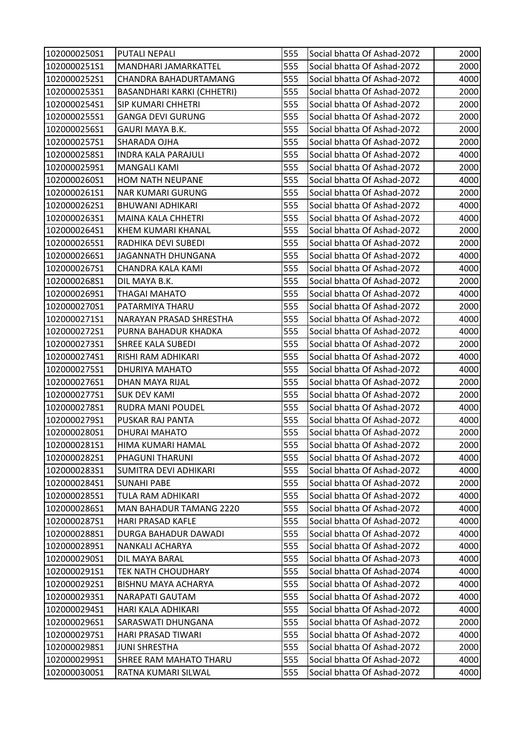| 1020000250S1 | PUTALI NEPALI | 555 | Social bhatta Of Ashad-2072 | 2000 |
|---|---|---|---|---|
| 1020000251S1 | MANDHARI JAMARKATTEL | 555 | Social bhatta Of Ashad-2072 | 2000 |
| 1020000252S1 | CHANDRA BAHADURTAMANG | 555 | Social bhatta Of Ashad-2072 | 4000 |
| 1020000253S1 | BASANDHARI KARKI (CHHETRI) | 555 | Social bhatta Of Ashad-2072 | 2000 |
| 1020000254S1 | SIP KUMARI CHHETRI | 555 | Social bhatta Of Ashad-2072 | 2000 |
| 1020000255S1 | GANGA DEVI GURUNG | 555 | Social bhatta Of Ashad-2072 | 2000 |
| 1020000256S1 | GAURI MAYA B.K. | 555 | Social bhatta Of Ashad-2072 | 2000 |
| 1020000257S1 | SHARADA OJHA | 555 | Social bhatta Of Ashad-2072 | 2000 |
| 1020000258S1 | INDRA KALA PARAJULI | 555 | Social bhatta Of Ashad-2072 | 4000 |
| 1020000259S1 | MANGALI KAMI | 555 | Social bhatta Of Ashad-2072 | 2000 |
| 1020000260S1 | HOM NATH NEUPANE | 555 | Social bhatta Of Ashad-2072 | 4000 |
| 1020000261S1 | NAR KUMARI GURUNG | 555 | Social bhatta Of Ashad-2072 | 2000 |
| 1020000262S1 | BHUWANI ADHIKARI | 555 | Social bhatta Of Ashad-2072 | 4000 |
| 1020000263S1 | MAINA KALA CHHETRI | 555 | Social bhatta Of Ashad-2072 | 4000 |
| 1020000264S1 | KHEM KUMARI KHANAL | 555 | Social bhatta Of Ashad-2072 | 2000 |
| 1020000265S1 | RADHIKA DEVI SUBEDI | 555 | Social bhatta Of Ashad-2072 | 2000 |
| 1020000266S1 | JAGANNATH DHUNGANA | 555 | Social bhatta Of Ashad-2072 | 4000 |
| 1020000267S1 | CHANDRA KALA KAMI | 555 | Social bhatta Of Ashad-2072 | 4000 |
| 1020000268S1 | DIL MAYA B.K. | 555 | Social bhatta Of Ashad-2072 | 2000 |
| 1020000269S1 | THAGAI MAHATO | 555 | Social bhatta Of Ashad-2072 | 4000 |
| 1020000270S1 | PATARMIYA THARU | 555 | Social bhatta Of Ashad-2072 | 2000 |
| 1020000271S1 | NARAYAN PRASAD SHRESTHA | 555 | Social bhatta Of Ashad-2072 | 4000 |
| 1020000272S1 | PURNA BAHADUR KHADKA | 555 | Social bhatta Of Ashad-2072 | 4000 |
| 1020000273S1 | SHREE KALA SUBEDI | 555 | Social bhatta Of Ashad-2072 | 2000 |
| 1020000274S1 | RISHI RAM ADHIKARI | 555 | Social bhatta Of Ashad-2072 | 4000 |
| 1020000275S1 | DHURIYA MAHATO | 555 | Social bhatta Of Ashad-2072 | 4000 |
| 1020000276S1 | DHAN MAYA RIJAL | 555 | Social bhatta Of Ashad-2072 | 2000 |
| 1020000277S1 | SUK DEV KAMI | 555 | Social bhatta Of Ashad-2072 | 2000 |
| 1020000278S1 | RUDRA MANI POUDEL | 555 | Social bhatta Of Ashad-2072 | 4000 |
| 1020000279S1 | PUSKAR RAJ PANTA | 555 | Social bhatta Of Ashad-2072 | 4000 |
| 1020000280S1 | DHURAI MAHATO | 555 | Social bhatta Of Ashad-2072 | 2000 |
| 1020000281S1 | HIMA KUMARI HAMAL | 555 | Social bhatta Of Ashad-2072 | 2000 |
| 1020000282S1 | PHAGUNI THARUNI | 555 | Social bhatta Of Ashad-2072 | 4000 |
| 1020000283S1 | SUMITRA DEVI ADHIKARI | 555 | Social bhatta Of Ashad-2072 | 4000 |
| 1020000284S1 | SUNAHI PABE | 555 | Social bhatta Of Ashad-2072 | 2000 |
| 1020000285S1 | TULA RAM ADHIKARI | 555 | Social bhatta Of Ashad-2072 | 4000 |
| 1020000286S1 | MAN BAHADUR TAMANG 2220 | 555 | Social bhatta Of Ashad-2072 | 4000 |
| 1020000287S1 | HARI PRASAD KAFLE | 555 | Social bhatta Of Ashad-2072 | 4000 |
| 1020000288S1 | DURGA BAHADUR DAWADI | 555 | Social bhatta Of Ashad-2072 | 4000 |
| 1020000289S1 | NANKALI ACHARYA | 555 | Social bhatta Of Ashad-2072 | 4000 |
| 1020000290S1 | DIL MAYA BARAL | 555 | Social bhatta Of Ashad-2073 | 4000 |
| 1020000291S1 | TEK NATH CHOUDHARY | 555 | Social bhatta Of Ashad-2074 | 4000 |
| 1020000292S1 | BISHNU MAYA ACHARYA | 555 | Social bhatta Of Ashad-2072 | 4000 |
| 1020000293S1 | NARAPATI GAUTAM | 555 | Social bhatta Of Ashad-2072 | 4000 |
| 1020000294S1 | HARI KALA ADHIKARI | 555 | Social bhatta Of Ashad-2072 | 4000 |
| 1020000296S1 | SARASWATI DHUNGANA | 555 | Social bhatta Of Ashad-2072 | 2000 |
| 1020000297S1 | HARI PRASAD TIWARI | 555 | Social bhatta Of Ashad-2072 | 4000 |
| 1020000298S1 | JUNI SHRESTHA | 555 | Social bhatta Of Ashad-2072 | 2000 |
| 1020000299S1 | SHREE RAM MAHATO THARU | 555 | Social bhatta Of Ashad-2072 | 4000 |
| 1020000300S1 | RATNA KUMARI SILWAL | 555 | Social bhatta Of Ashad-2072 | 4000 |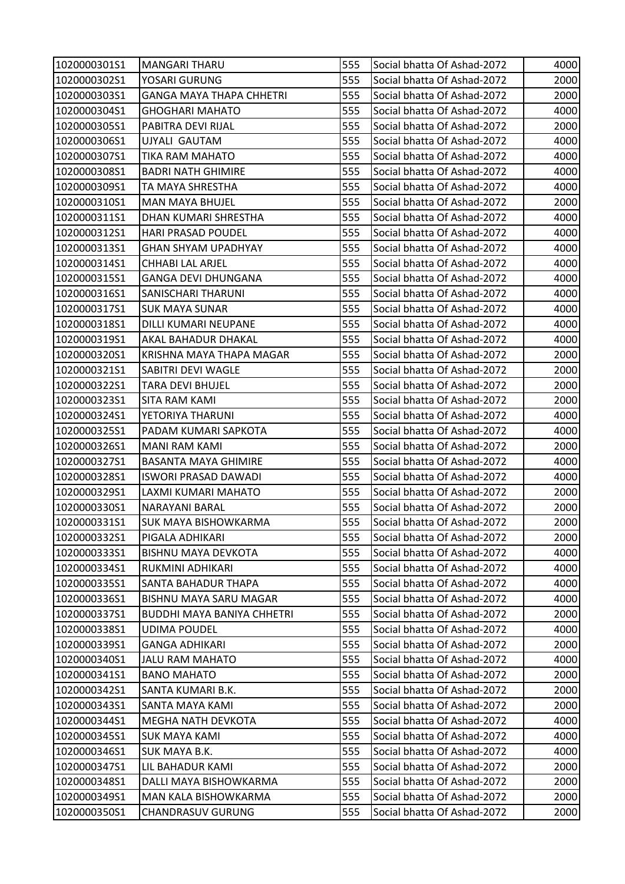| | | | | |
|---|---|---|---|---|
| 1020000301S1 | MANGARI THARU | 555 | Social bhatta Of Ashad-2072 | 4000 |
| 1020000302S1 | YOSARI GURUNG | 555 | Social bhatta Of Ashad-2072 | 2000 |
| 1020000303S1 | GANGA MAYA THAPA CHHETRI | 555 | Social bhatta Of Ashad-2072 | 2000 |
| 1020000304S1 | GHOGHARI MAHATO | 555 | Social bhatta Of Ashad-2072 | 4000 |
| 1020000305S1 | PABITRA DEVI RIJAL | 555 | Social bhatta Of Ashad-2072 | 2000 |
| 1020000306S1 | UJYALI GAUTAM | 555 | Social bhatta Of Ashad-2072 | 4000 |
| 1020000307S1 | TIKA RAM MAHATO | 555 | Social bhatta Of Ashad-2072 | 4000 |
| 1020000308S1 | BADRI NATH GHIMIRE | 555 | Social bhatta Of Ashad-2072 | 4000 |
| 1020000309S1 | TA MAYA SHRESTHA | 555 | Social bhatta Of Ashad-2072 | 4000 |
| 1020000310S1 | MAN MAYA BHUJEL | 555 | Social bhatta Of Ashad-2072 | 2000 |
| 1020000311S1 | DHAN KUMARI SHRESTHA | 555 | Social bhatta Of Ashad-2072 | 4000 |
| 1020000312S1 | HARI PRASAD POUDEL | 555 | Social bhatta Of Ashad-2072 | 4000 |
| 1020000313S1 | GHAN SHYAM UPADHYAY | 555 | Social bhatta Of Ashad-2072 | 4000 |
| 1020000314S1 | CHHABI LAL ARJEL | 555 | Social bhatta Of Ashad-2072 | 4000 |
| 1020000315S1 | GANGA DEVI DHUNGANA | 555 | Social bhatta Of Ashad-2072 | 4000 |
| 1020000316S1 | SANISCHARI THARUNI | 555 | Social bhatta Of Ashad-2072 | 4000 |
| 1020000317S1 | SUK MAYA SUNAR | 555 | Social bhatta Of Ashad-2072 | 4000 |
| 1020000318S1 | DILLI KUMARI NEUPANE | 555 | Social bhatta Of Ashad-2072 | 4000 |
| 1020000319S1 | AKAL BAHADUR DHAKAL | 555 | Social bhatta Of Ashad-2072 | 4000 |
| 1020000320S1 | KRISHNA MAYA THAPA MAGAR | 555 | Social bhatta Of Ashad-2072 | 2000 |
| 1020000321S1 | SABITRI DEVI WAGLE | 555 | Social bhatta Of Ashad-2072 | 2000 |
| 1020000322S1 | TARA DEVI BHUJEL | 555 | Social bhatta Of Ashad-2072 | 2000 |
| 1020000323S1 | SITA RAM KAMI | 555 | Social bhatta Of Ashad-2072 | 2000 |
| 1020000324S1 | YETORIYA THARUNI | 555 | Social bhatta Of Ashad-2072 | 4000 |
| 1020000325S1 | PADAM KUMARI SAPKOTA | 555 | Social bhatta Of Ashad-2072 | 4000 |
| 1020000326S1 | MANI RAM KAMI | 555 | Social bhatta Of Ashad-2072 | 2000 |
| 1020000327S1 | BASANTA MAYA GHIMIRE | 555 | Social bhatta Of Ashad-2072 | 4000 |
| 1020000328S1 | ISWORI PRASAD DAWADI | 555 | Social bhatta Of Ashad-2072 | 4000 |
| 1020000329S1 | LAXMI KUMARI MAHATO | 555 | Social bhatta Of Ashad-2072 | 2000 |
| 1020000330S1 | NARAYANI BARAL | 555 | Social bhatta Of Ashad-2072 | 2000 |
| 1020000331S1 | SUK MAYA BISHOWKARMA | 555 | Social bhatta Of Ashad-2072 | 2000 |
| 1020000332S1 | PIGALA ADHIKARI | 555 | Social bhatta Of Ashad-2072 | 2000 |
| 1020000333S1 | BISHNU MAYA DEVKOTA | 555 | Social bhatta Of Ashad-2072 | 4000 |
| 1020000334S1 | RUKMINI ADHIKARI | 555 | Social bhatta Of Ashad-2072 | 4000 |
| 1020000335S1 | SANTA BAHADUR THAPA | 555 | Social bhatta Of Ashad-2072 | 4000 |
| 1020000336S1 | BISHNU MAYA SARU MAGAR | 555 | Social bhatta Of Ashad-2072 | 4000 |
| 1020000337S1 | BUDDHI MAYA BANIYA CHHETRI | 555 | Social bhatta Of Ashad-2072 | 2000 |
| 1020000338S1 | UDIMA POUDEL | 555 | Social bhatta Of Ashad-2072 | 4000 |
| 1020000339S1 | GANGA ADHIKARI | 555 | Social bhatta Of Ashad-2072 | 2000 |
| 1020000340S1 | JALU RAM MAHATO | 555 | Social bhatta Of Ashad-2072 | 4000 |
| 1020000341S1 | BANO MAHATO | 555 | Social bhatta Of Ashad-2072 | 2000 |
| 1020000342S1 | SANTA KUMARI B.K. | 555 | Social bhatta Of Ashad-2072 | 2000 |
| 1020000343S1 | SANTA MAYA KAMI | 555 | Social bhatta Of Ashad-2072 | 2000 |
| 1020000344S1 | MEGHA NATH DEVKOTA | 555 | Social bhatta Of Ashad-2072 | 4000 |
| 1020000345S1 | SUK MAYA KAMI | 555 | Social bhatta Of Ashad-2072 | 4000 |
| 1020000346S1 | SUK MAYA B.K. | 555 | Social bhatta Of Ashad-2072 | 4000 |
| 1020000347S1 | LIL BAHADUR KAMI | 555 | Social bhatta Of Ashad-2072 | 2000 |
| 1020000348S1 | DALLI MAYA BISHOWKARMA | 555 | Social bhatta Of Ashad-2072 | 2000 |
| 1020000349S1 | MAN KALA BISHOWKARMA | 555 | Social bhatta Of Ashad-2072 | 2000 |
| 1020000350S1 | CHANDRASUV GURUNG | 555 | Social bhatta Of Ashad-2072 | 2000 |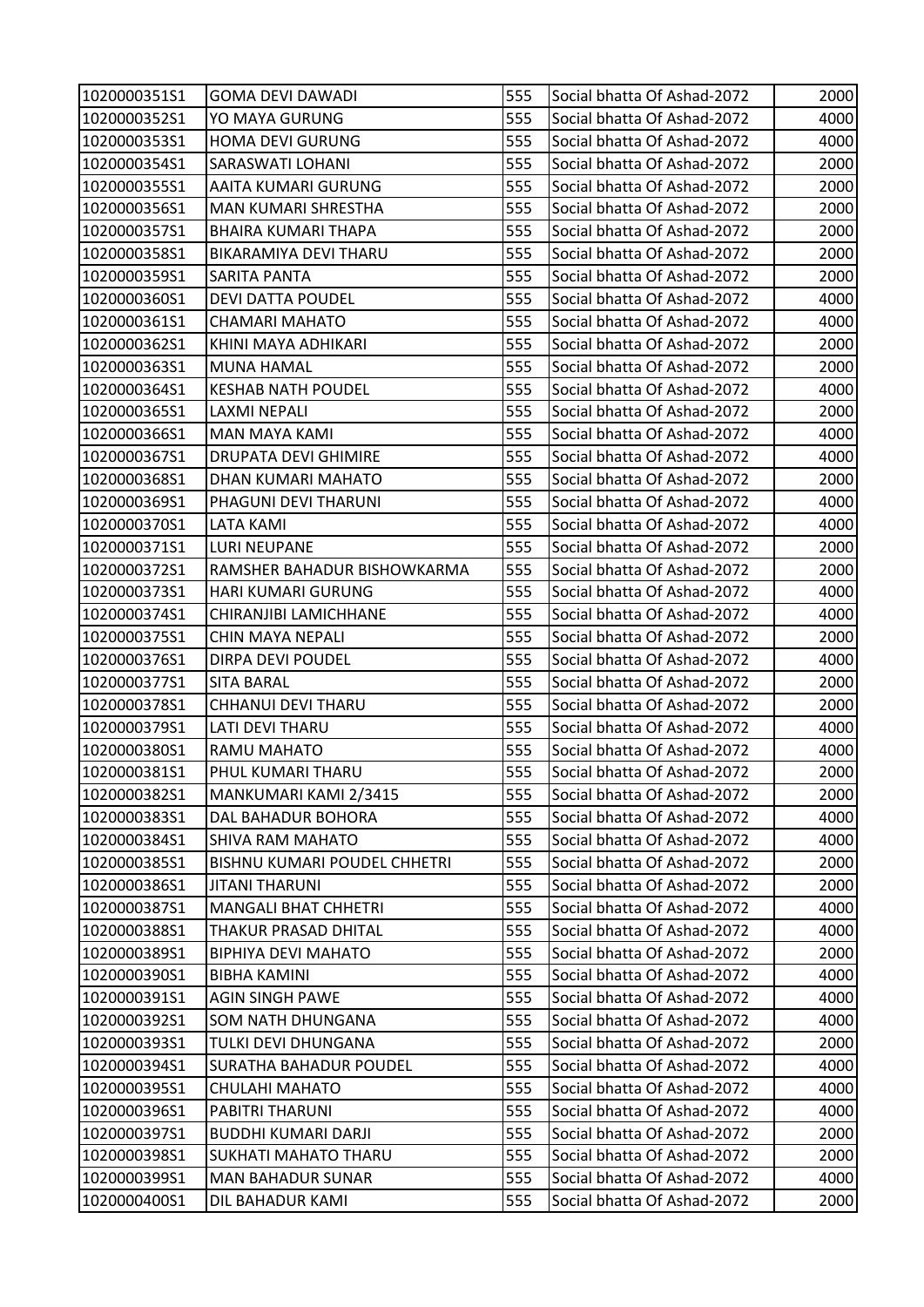| | | | | |
|---|---|---|---|---|
| 1020000351S1 | GOMA DEVI DAWADI | 555 | Social bhatta Of Ashad-2072 | 2000 |
| 1020000352S1 | YO MAYA GURUNG | 555 | Social bhatta Of Ashad-2072 | 4000 |
| 1020000353S1 | HOMA DEVI GURUNG | 555 | Social bhatta Of Ashad-2072 | 4000 |
| 1020000354S1 | SARASWATI LOHANI | 555 | Social bhatta Of Ashad-2072 | 2000 |
| 1020000355S1 | AAITA KUMARI GURUNG | 555 | Social bhatta Of Ashad-2072 | 2000 |
| 1020000356S1 | MAN KUMARI SHRESTHA | 555 | Social bhatta Of Ashad-2072 | 2000 |
| 1020000357S1 | BHAIRA KUMARI THAPA | 555 | Social bhatta Of Ashad-2072 | 2000 |
| 1020000358S1 | BIKARAMIYA DEVI THARU | 555 | Social bhatta Of Ashad-2072 | 2000 |
| 1020000359S1 | SARITA PANTA | 555 | Social bhatta Of Ashad-2072 | 2000 |
| 1020000360S1 | DEVI DATTA POUDEL | 555 | Social bhatta Of Ashad-2072 | 4000 |
| 1020000361S1 | CHAMARI MAHATO | 555 | Social bhatta Of Ashad-2072 | 4000 |
| 1020000362S1 | KHINI MAYA ADHIKARI | 555 | Social bhatta Of Ashad-2072 | 2000 |
| 1020000363S1 | MUNA HAMAL | 555 | Social bhatta Of Ashad-2072 | 2000 |
| 1020000364S1 | KESHAB NATH POUDEL | 555 | Social bhatta Of Ashad-2072 | 4000 |
| 1020000365S1 | LAXMI NEPALI | 555 | Social bhatta Of Ashad-2072 | 2000 |
| 1020000366S1 | MAN MAYA KAMI | 555 | Social bhatta Of Ashad-2072 | 4000 |
| 1020000367S1 | DRUPATA DEVI GHIMIRE | 555 | Social bhatta Of Ashad-2072 | 4000 |
| 1020000368S1 | DHAN KUMARI MAHATO | 555 | Social bhatta Of Ashad-2072 | 2000 |
| 1020000369S1 | PHAGUNI DEVI THARUNI | 555 | Social bhatta Of Ashad-2072 | 4000 |
| 1020000370S1 | LATA KAMI | 555 | Social bhatta Of Ashad-2072 | 4000 |
| 1020000371S1 | LURI NEUPANE | 555 | Social bhatta Of Ashad-2072 | 2000 |
| 1020000372S1 | RAMSHER BAHADUR BISHOWKARMA | 555 | Social bhatta Of Ashad-2072 | 2000 |
| 1020000373S1 | HARI KUMARI GURUNG | 555 | Social bhatta Of Ashad-2072 | 4000 |
| 1020000374S1 | CHIRANJIBI LAMICHHANE | 555 | Social bhatta Of Ashad-2072 | 4000 |
| 1020000375S1 | CHIN MAYA NEPALI | 555 | Social bhatta Of Ashad-2072 | 2000 |
| 1020000376S1 | DIRPA DEVI POUDEL | 555 | Social bhatta Of Ashad-2072 | 4000 |
| 1020000377S1 | SITA BARAL | 555 | Social bhatta Of Ashad-2072 | 2000 |
| 1020000378S1 | CHHANUI DEVI THARU | 555 | Social bhatta Of Ashad-2072 | 2000 |
| 1020000379S1 | LATI DEVI THARU | 555 | Social bhatta Of Ashad-2072 | 4000 |
| 1020000380S1 | RAMU MAHATO | 555 | Social bhatta Of Ashad-2072 | 4000 |
| 1020000381S1 | PHUL KUMARI THARU | 555 | Social bhatta Of Ashad-2072 | 2000 |
| 1020000382S1 | MANKUMARI KAMI 2/3415 | 555 | Social bhatta Of Ashad-2072 | 2000 |
| 1020000383S1 | DAL BAHADUR BOHORA | 555 | Social bhatta Of Ashad-2072 | 4000 |
| 1020000384S1 | SHIVA RAM MAHATO | 555 | Social bhatta Of Ashad-2072 | 4000 |
| 1020000385S1 | BISHNU KUMARI POUDEL CHHETRI | 555 | Social bhatta Of Ashad-2072 | 2000 |
| 1020000386S1 | JITANI THARUNI | 555 | Social bhatta Of Ashad-2072 | 2000 |
| 1020000387S1 | MANGALI BHAT CHHETRI | 555 | Social bhatta Of Ashad-2072 | 4000 |
| 1020000388S1 | THAKUR PRASAD DHITAL | 555 | Social bhatta Of Ashad-2072 | 4000 |
| 1020000389S1 | BIPHIYA DEVI MAHATO | 555 | Social bhatta Of Ashad-2072 | 2000 |
| 1020000390S1 | BIBHA KAMINI | 555 | Social bhatta Of Ashad-2072 | 4000 |
| 1020000391S1 | AGIN SINGH PAWE | 555 | Social bhatta Of Ashad-2072 | 4000 |
| 1020000392S1 | SOM NATH DHUNGANA | 555 | Social bhatta Of Ashad-2072 | 4000 |
| 1020000393S1 | TULKI DEVI DHUNGANA | 555 | Social bhatta Of Ashad-2072 | 2000 |
| 1020000394S1 | SURATHA BAHADUR POUDEL | 555 | Social bhatta Of Ashad-2072 | 4000 |
| 1020000395S1 | CHULAHI MAHATO | 555 | Social bhatta Of Ashad-2072 | 4000 |
| 1020000396S1 | PABITRI THARUNI | 555 | Social bhatta Of Ashad-2072 | 4000 |
| 1020000397S1 | BUDDHI KUMARI DARJI | 555 | Social bhatta Of Ashad-2072 | 2000 |
| 1020000398S1 | SUKHATI MAHATO THARU | 555 | Social bhatta Of Ashad-2072 | 2000 |
| 1020000399S1 | MAN BAHADUR SUNAR | 555 | Social bhatta Of Ashad-2072 | 4000 |
| 1020000400S1 | DIL BAHADUR KAMI | 555 | Social bhatta Of Ashad-2072 | 2000 |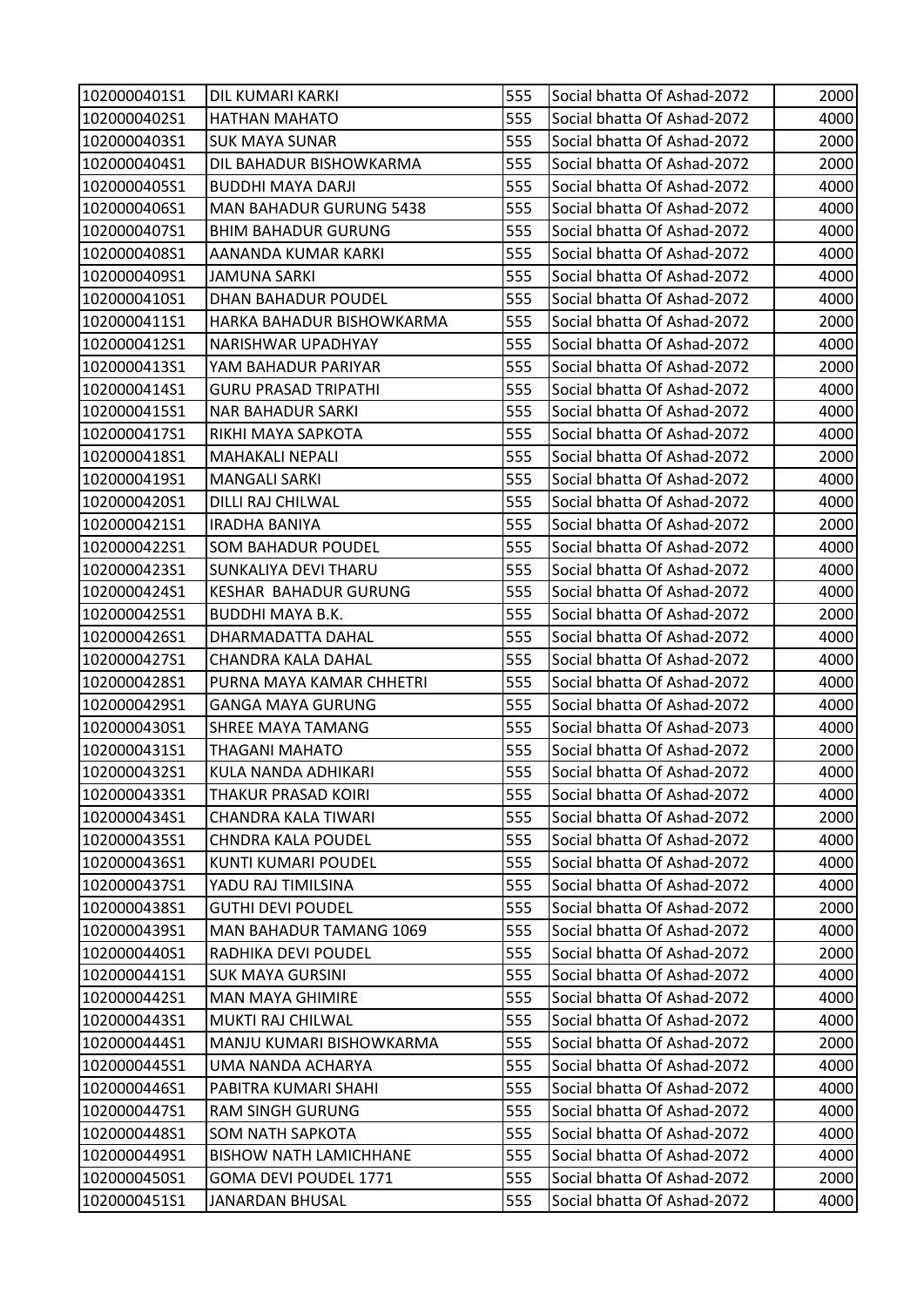| | | | | |
|---|---|---|---|---|
| 1020000401S1 | DIL KUMARI KARKI | 555 | Social bhatta Of Ashad-2072 | 2000 |
| 1020000402S1 | HATHAN MAHATO | 555 | Social bhatta Of Ashad-2072 | 4000 |
| 1020000403S1 | SUK MAYA SUNAR | 555 | Social bhatta Of Ashad-2072 | 2000 |
| 1020000404S1 | DIL BAHADUR BISHOWKARMA | 555 | Social bhatta Of Ashad-2072 | 2000 |
| 1020000405S1 | BUDDHI MAYA DARJI | 555 | Social bhatta Of Ashad-2072 | 4000 |
| 1020000406S1 | MAN BAHADUR GURUNG 5438 | 555 | Social bhatta Of Ashad-2072 | 4000 |
| 1020000407S1 | BHIM BAHADUR GURUNG | 555 | Social bhatta Of Ashad-2072 | 4000 |
| 1020000408S1 | AANANDA KUMAR KARKI | 555 | Social bhatta Of Ashad-2072 | 4000 |
| 1020000409S1 | JAMUNA SARKI | 555 | Social bhatta Of Ashad-2072 | 4000 |
| 1020000410S1 | DHAN BAHADUR POUDEL | 555 | Social bhatta Of Ashad-2072 | 4000 |
| 1020000411S1 | HARKA BAHADUR BISHOWKARMA | 555 | Social bhatta Of Ashad-2072 | 2000 |
| 1020000412S1 | NARISHWAR UPADHYAY | 555 | Social bhatta Of Ashad-2072 | 4000 |
| 1020000413S1 | YAM BAHADUR PARIYAR | 555 | Social bhatta Of Ashad-2072 | 2000 |
| 1020000414S1 | GURU PRASAD TRIPATHI | 555 | Social bhatta Of Ashad-2072 | 4000 |
| 1020000415S1 | NAR BAHADUR SARKI | 555 | Social bhatta Of Ashad-2072 | 4000 |
| 1020000417S1 | RIKHI MAYA SAPKOTA | 555 | Social bhatta Of Ashad-2072 | 4000 |
| 1020000418S1 | MAHAKALI NEPALI | 555 | Social bhatta Of Ashad-2072 | 2000 |
| 1020000419S1 | MANGALI SARKI | 555 | Social bhatta Of Ashad-2072 | 4000 |
| 1020000420S1 | DILLI RAJ CHILWAL | 555 | Social bhatta Of Ashad-2072 | 4000 |
| 1020000421S1 | IRADHA BANIYA | 555 | Social bhatta Of Ashad-2072 | 2000 |
| 1020000422S1 | SOM BAHADUR POUDEL | 555 | Social bhatta Of Ashad-2072 | 4000 |
| 1020000423S1 | SUNKALIYA DEVI THARU | 555 | Social bhatta Of Ashad-2072 | 4000 |
| 1020000424S1 | KESHAR  BAHADUR GURUNG | 555 | Social bhatta Of Ashad-2072 | 4000 |
| 1020000425S1 | BUDDHI MAYA B.K. | 555 | Social bhatta Of Ashad-2072 | 2000 |
| 1020000426S1 | DHARMADATTA DAHAL | 555 | Social bhatta Of Ashad-2072 | 4000 |
| 1020000427S1 | CHANDRA KALA DAHAL | 555 | Social bhatta Of Ashad-2072 | 4000 |
| 1020000428S1 | PURNA MAYA KAMAR CHHETRI | 555 | Social bhatta Of Ashad-2072 | 4000 |
| 1020000429S1 | GANGA MAYA GURUNG | 555 | Social bhatta Of Ashad-2072 | 4000 |
| 1020000430S1 | SHREE MAYA TAMANG | 555 | Social bhatta Of Ashad-2073 | 4000 |
| 1020000431S1 | THAGANI MAHATO | 555 | Social bhatta Of Ashad-2072 | 2000 |
| 1020000432S1 | KULA NANDA ADHIKARI | 555 | Social bhatta Of Ashad-2072 | 4000 |
| 1020000433S1 | THAKUR PRASAD KOIRI | 555 | Social bhatta Of Ashad-2072 | 4000 |
| 1020000434S1 | CHANDRA KALA TIWARI | 555 | Social bhatta Of Ashad-2072 | 2000 |
| 1020000435S1 | CHNDRA KALA POUDEL | 555 | Social bhatta Of Ashad-2072 | 4000 |
| 1020000436S1 | KUNTI KUMARI POUDEL | 555 | Social bhatta Of Ashad-2072 | 4000 |
| 1020000437S1 | YADU RAJ TIMILSINA | 555 | Social bhatta Of Ashad-2072 | 4000 |
| 1020000438S1 | GUTHI DEVI POUDEL | 555 | Social bhatta Of Ashad-2072 | 2000 |
| 1020000439S1 | MAN BAHADUR TAMANG 1069 | 555 | Social bhatta Of Ashad-2072 | 4000 |
| 1020000440S1 | RADHIKA DEVI POUDEL | 555 | Social bhatta Of Ashad-2072 | 2000 |
| 1020000441S1 | SUK MAYA GURSINI | 555 | Social bhatta Of Ashad-2072 | 4000 |
| 1020000442S1 | MAN MAYA GHIMIRE | 555 | Social bhatta Of Ashad-2072 | 4000 |
| 1020000443S1 | MUKTI RAJ CHILWAL | 555 | Social bhatta Of Ashad-2072 | 4000 |
| 1020000444S1 | MANJU KUMARI BISHOWKARMA | 555 | Social bhatta Of Ashad-2072 | 2000 |
| 1020000445S1 | UMA NANDA ACHARYA | 555 | Social bhatta Of Ashad-2072 | 4000 |
| 1020000446S1 | PABITRA KUMARI SHAHI | 555 | Social bhatta Of Ashad-2072 | 4000 |
| 1020000447S1 | RAM SINGH GURUNG | 555 | Social bhatta Of Ashad-2072 | 4000 |
| 1020000448S1 | SOM NATH SAPKOTA | 555 | Social bhatta Of Ashad-2072 | 4000 |
| 1020000449S1 | BISHOW NATH LAMICHHANE | 555 | Social bhatta Of Ashad-2072 | 4000 |
| 1020000450S1 | GOMA DEVI POUDEL 1771 | 555 | Social bhatta Of Ashad-2072 | 2000 |
| 1020000451S1 | JANARDAN BHUSAL | 555 | Social bhatta Of Ashad-2072 | 4000 |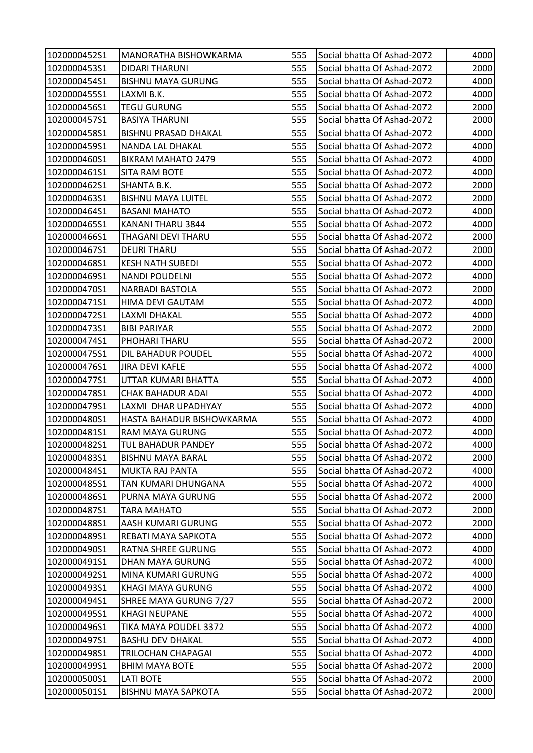| | | | | |
|---|---|---|---|---|
| 1020000452S1 | MANORATHA BISHOWKARMA | 555 | Social bhatta Of Ashad-2072 | 4000 |
| 1020000453S1 | DIDARI THARUNI | 555 | Social bhatta Of Ashad-2072 | 2000 |
| 1020000454S1 | BISHNU MAYA GURUNG | 555 | Social bhatta Of Ashad-2072 | 4000 |
| 1020000455S1 | LAXMI B.K. | 555 | Social bhatta Of Ashad-2072 | 4000 |
| 1020000456S1 | TEGU GURUNG | 555 | Social bhatta Of Ashad-2072 | 2000 |
| 1020000457S1 | BASIYA THARUNI | 555 | Social bhatta Of Ashad-2072 | 2000 |
| 1020000458S1 | BISHNU PRASAD DHAKAL | 555 | Social bhatta Of Ashad-2072 | 4000 |
| 1020000459S1 | NANDA LAL DHAKAL | 555 | Social bhatta Of Ashad-2072 | 4000 |
| 1020000460S1 | BIKRAM MAHATO 2479 | 555 | Social bhatta Of Ashad-2072 | 4000 |
| 1020000461S1 | SITA RAM BOTE | 555 | Social bhatta Of Ashad-2072 | 4000 |
| 1020000462S1 | SHANTA B.K. | 555 | Social bhatta Of Ashad-2072 | 2000 |
| 1020000463S1 | BISHNU MAYA LUITEL | 555 | Social bhatta Of Ashad-2072 | 2000 |
| 1020000464S1 | BASANI MAHATO | 555 | Social bhatta Of Ashad-2072 | 4000 |
| 1020000465S1 | KANANI THARU 3844 | 555 | Social bhatta Of Ashad-2072 | 4000 |
| 1020000466S1 | THAGANI DEVI THARU | 555 | Social bhatta Of Ashad-2072 | 2000 |
| 1020000467S1 | DEURI THARU | 555 | Social bhatta Of Ashad-2072 | 2000 |
| 1020000468S1 | KESH NATH SUBEDI | 555 | Social bhatta Of Ashad-2072 | 4000 |
| 1020000469S1 | NANDI POUDELNI | 555 | Social bhatta Of Ashad-2072 | 4000 |
| 1020000470S1 | NARBADI BASTOLA | 555 | Social bhatta Of Ashad-2072 | 2000 |
| 1020000471S1 | HIMA DEVI GAUTAM | 555 | Social bhatta Of Ashad-2072 | 4000 |
| 1020000472S1 | LAXMI DHAKAL | 555 | Social bhatta Of Ashad-2072 | 4000 |
| 1020000473S1 | BIBI PARIYAR | 555 | Social bhatta Of Ashad-2072 | 2000 |
| 1020000474S1 | PHOHARI THARU | 555 | Social bhatta Of Ashad-2072 | 2000 |
| 1020000475S1 | DIL BAHADUR POUDEL | 555 | Social bhatta Of Ashad-2072 | 4000 |
| 1020000476S1 | JIRA DEVI KAFLE | 555 | Social bhatta Of Ashad-2072 | 4000 |
| 1020000477S1 | UTTAR KUMARI BHATTA | 555 | Social bhatta Of Ashad-2072 | 4000 |
| 1020000478S1 | CHAK BAHADUR ADAI | 555 | Social bhatta Of Ashad-2072 | 4000 |
| 1020000479S1 | LAXMI DHAR UPADHYAY | 555 | Social bhatta Of Ashad-2072 | 4000 |
| 1020000480S1 | HASTA BAHADUR BISHOWKARMA | 555 | Social bhatta Of Ashad-2072 | 4000 |
| 1020000481S1 | RAM MAYA GURUNG | 555 | Social bhatta Of Ashad-2072 | 4000 |
| 1020000482S1 | TUL BAHADUR PANDEY | 555 | Social bhatta Of Ashad-2072 | 4000 |
| 1020000483S1 | BISHNU MAYA BARAL | 555 | Social bhatta Of Ashad-2072 | 2000 |
| 1020000484S1 | MUKTA RAJ PANTA | 555 | Social bhatta Of Ashad-2072 | 4000 |
| 1020000485S1 | TAN KUMARI DHUNGANA | 555 | Social bhatta Of Ashad-2072 | 4000 |
| 1020000486S1 | PURNA MAYA GURUNG | 555 | Social bhatta Of Ashad-2072 | 2000 |
| 1020000487S1 | TARA MAHATO | 555 | Social bhatta Of Ashad-2072 | 2000 |
| 1020000488S1 | AASH KUMARI GURUNG | 555 | Social bhatta Of Ashad-2072 | 2000 |
| 1020000489S1 | REBATI MAYA SAPKOTA | 555 | Social bhatta Of Ashad-2072 | 4000 |
| 1020000490S1 | RATNA SHREE GURUNG | 555 | Social bhatta Of Ashad-2072 | 4000 |
| 1020000491S1 | DHAN MAYA GURUNG | 555 | Social bhatta Of Ashad-2072 | 4000 |
| 1020000492S1 | MINA KUMARI GURUNG | 555 | Social bhatta Of Ashad-2072 | 4000 |
| 1020000493S1 | KHAGI MAYA GURUNG | 555 | Social bhatta Of Ashad-2072 | 4000 |
| 1020000494S1 | SHREE MAYA GURUNG 7/27 | 555 | Social bhatta Of Ashad-2072 | 2000 |
| 1020000495S1 | KHAGI NEUPANE | 555 | Social bhatta Of Ashad-2072 | 4000 |
| 1020000496S1 | TIKA MAYA POUDEL 3372 | 555 | Social bhatta Of Ashad-2072 | 4000 |
| 1020000497S1 | BASHU DEV DHAKAL | 555 | Social bhatta Of Ashad-2072 | 4000 |
| 1020000498S1 | TRILOCHAN CHAPAGAI | 555 | Social bhatta Of Ashad-2072 | 4000 |
| 1020000499S1 | BHIM MAYA BOTE | 555 | Social bhatta Of Ashad-2072 | 2000 |
| 1020000500S1 | LATI BOTE | 555 | Social bhatta Of Ashad-2072 | 2000 |
| 1020000501S1 | BISHNU MAYA SAPKOTA | 555 | Social bhatta Of Ashad-2072 | 2000 |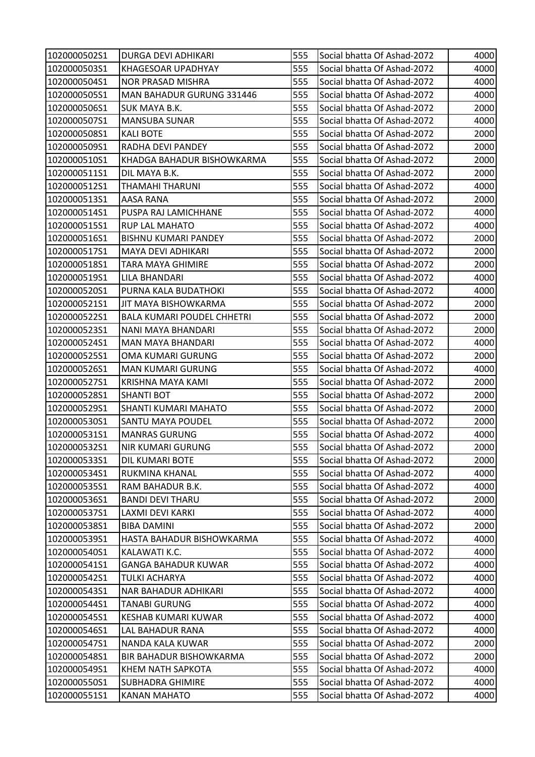| | | | | |
|---|---|---|---|---|
| 1020000502S1 | DURGA DEVI ADHIKARI | 555 | Social bhatta Of Ashad-2072 | 4000 |
| 1020000503S1 | KHAGESOAR UPADHYAY | 555 | Social bhatta Of Ashad-2072 | 4000 |
| 1020000504S1 | NOR PRASAD MISHRA | 555 | Social bhatta Of Ashad-2072 | 4000 |
| 1020000505S1 | MAN BAHADUR GURUNG 331446 | 555 | Social bhatta Of Ashad-2072 | 4000 |
| 1020000506S1 | SUK MAYA B.K. | 555 | Social bhatta Of Ashad-2072 | 2000 |
| 1020000507S1 | MANSUBA SUNAR | 555 | Social bhatta Of Ashad-2072 | 4000 |
| 1020000508S1 | KALI BOTE | 555 | Social bhatta Of Ashad-2072 | 2000 |
| 1020000509S1 | RADHA DEVI PANDEY | 555 | Social bhatta Of Ashad-2072 | 2000 |
| 1020000510S1 | KHADGA BAHADUR BISHOWKARMA | 555 | Social bhatta Of Ashad-2072 | 2000 |
| 1020000511S1 | DIL MAYA B.K. | 555 | Social bhatta Of Ashad-2072 | 2000 |
| 1020000512S1 | THAMAHI THARUNI | 555 | Social bhatta Of Ashad-2072 | 4000 |
| 1020000513S1 | AASA RANA | 555 | Social bhatta Of Ashad-2072 | 2000 |
| 1020000514S1 | PUSPA RAJ LAMICHHANE | 555 | Social bhatta Of Ashad-2072 | 4000 |
| 1020000515S1 | RUP LAL MAHATO | 555 | Social bhatta Of Ashad-2072 | 4000 |
| 1020000516S1 | BISHNU KUMARI PANDEY | 555 | Social bhatta Of Ashad-2072 | 2000 |
| 1020000517S1 | MAYA DEVI ADHIKARI | 555 | Social bhatta Of Ashad-2072 | 2000 |
| 1020000518S1 | TARA MAYA GHIMIRE | 555 | Social bhatta Of Ashad-2072 | 2000 |
| 1020000519S1 | LILA BHANDARI | 555 | Social bhatta Of Ashad-2072 | 4000 |
| 1020000520S1 | PURNA KALA BUDATHOKI | 555 | Social bhatta Of Ashad-2072 | 4000 |
| 1020000521S1 | JIT MAYA BISHOWKARMA | 555 | Social bhatta Of Ashad-2072 | 2000 |
| 1020000522S1 | BALA KUMARI POUDEL CHHETRI | 555 | Social bhatta Of Ashad-2072 | 2000 |
| 1020000523S1 | NANI MAYA BHANDARI | 555 | Social bhatta Of Ashad-2072 | 2000 |
| 1020000524S1 | MAN MAYA BHANDARI | 555 | Social bhatta Of Ashad-2072 | 4000 |
| 1020000525S1 | OMA KUMARI GURUNG | 555 | Social bhatta Of Ashad-2072 | 2000 |
| 1020000526S1 | MAN KUMARI GURUNG | 555 | Social bhatta Of Ashad-2072 | 4000 |
| 1020000527S1 | KRISHNA MAYA KAMI | 555 | Social bhatta Of Ashad-2072 | 2000 |
| 1020000528S1 | SHANTI BOT | 555 | Social bhatta Of Ashad-2072 | 2000 |
| 1020000529S1 | SHANTI KUMARI MAHATO | 555 | Social bhatta Of Ashad-2072 | 2000 |
| 1020000530S1 | SANTU MAYA POUDEL | 555 | Social bhatta Of Ashad-2072 | 2000 |
| 1020000531S1 | MANRAS GURUNG | 555 | Social bhatta Of Ashad-2072 | 4000 |
| 1020000532S1 | NIR KUMARI GURUNG | 555 | Social bhatta Of Ashad-2072 | 2000 |
| 1020000533S1 | DIL KUMARI BOTE | 555 | Social bhatta Of Ashad-2072 | 2000 |
| 1020000534S1 | RUKMINA KHANAL | 555 | Social bhatta Of Ashad-2072 | 4000 |
| 1020000535S1 | RAM BAHADUR B.K. | 555 | Social bhatta Of Ashad-2072 | 4000 |
| 1020000536S1 | BANDI DEVI THARU | 555 | Social bhatta Of Ashad-2072 | 2000 |
| 1020000537S1 | LAXMI DEVI KARKI | 555 | Social bhatta Of Ashad-2072 | 4000 |
| 1020000538S1 | BIBA DAMINI | 555 | Social bhatta Of Ashad-2072 | 2000 |
| 1020000539S1 | HASTA BAHADUR BISHOWKARMA | 555 | Social bhatta Of Ashad-2072 | 4000 |
| 1020000540S1 | KALAWATI K.C. | 555 | Social bhatta Of Ashad-2072 | 4000 |
| 1020000541S1 | GANGA BAHADUR KUWAR | 555 | Social bhatta Of Ashad-2072 | 4000 |
| 1020000542S1 | TULKI ACHARYA | 555 | Social bhatta Of Ashad-2072 | 4000 |
| 1020000543S1 | NAR BAHADUR ADHIKARI | 555 | Social bhatta Of Ashad-2072 | 4000 |
| 1020000544S1 | TANABI GURUNG | 555 | Social bhatta Of Ashad-2072 | 4000 |
| 1020000545S1 | KESHAB KUMARI KUWAR | 555 | Social bhatta Of Ashad-2072 | 4000 |
| 1020000546S1 | LAL BAHADUR RANA | 555 | Social bhatta Of Ashad-2072 | 4000 |
| 1020000547S1 | NANDA KALA KUWAR | 555 | Social bhatta Of Ashad-2072 | 2000 |
| 1020000548S1 | BIR BAHADUR BISHOWKARMA | 555 | Social bhatta Of Ashad-2072 | 2000 |
| 1020000549S1 | KHEM NATH SAPKOTA | 555 | Social bhatta Of Ashad-2072 | 4000 |
| 1020000550S1 | SUBHADRA GHIMIRE | 555 | Social bhatta Of Ashad-2072 | 4000 |
| 1020000551S1 | KANAN MAHATO | 555 | Social bhatta Of Ashad-2072 | 4000 |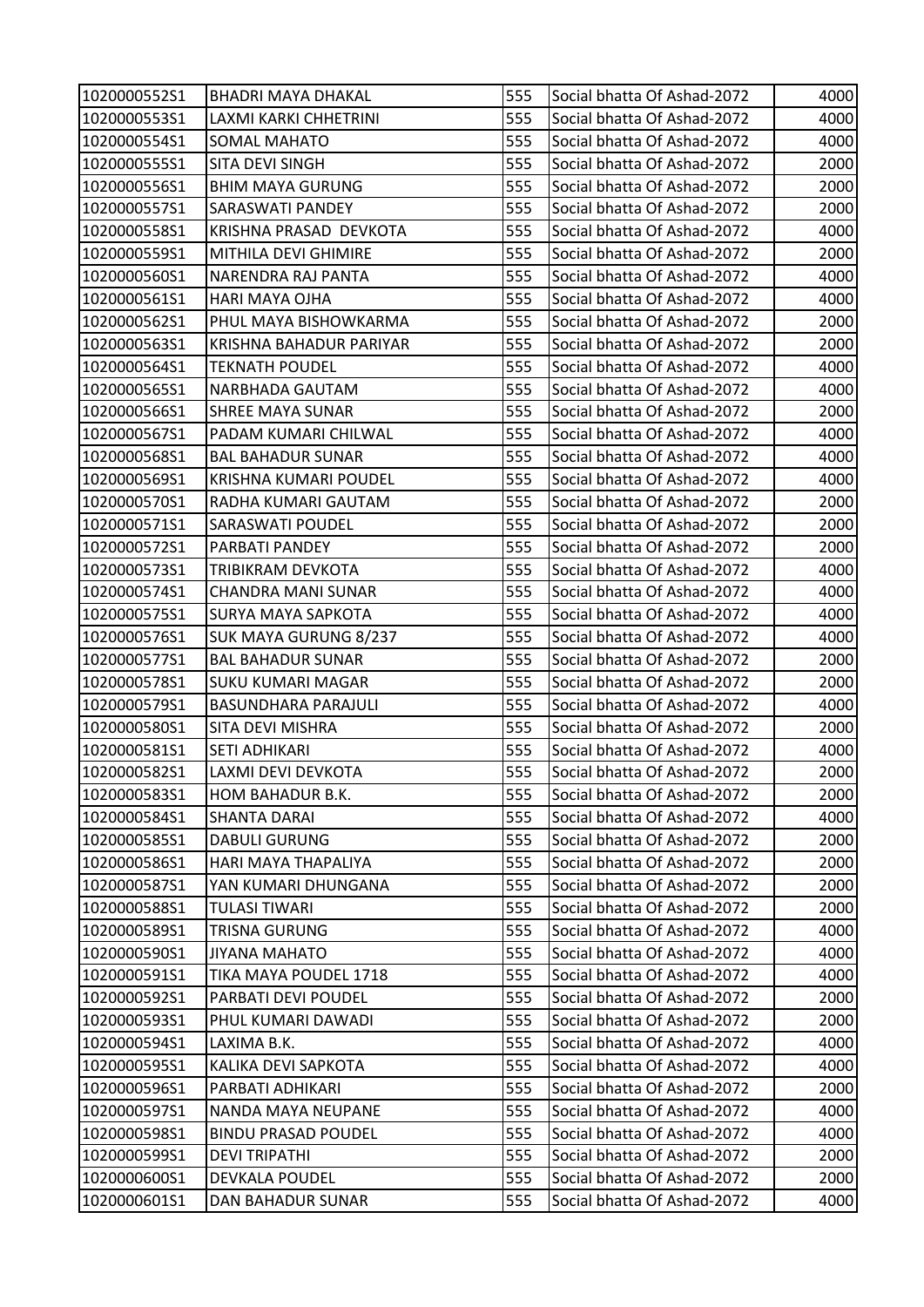| 1020000552S1 | BHADRI MAYA DHAKAL | 555 | Social bhatta Of Ashad-2072 | 4000 |
|---|---|---|---|---|
| 1020000553S1 | LAXMI KARKI CHHETRINI | 555 | Social bhatta Of Ashad-2072 | 4000 |
| 1020000554S1 | SOMAL MAHATO | 555 | Social bhatta Of Ashad-2072 | 4000 |
| 1020000555S1 | SITA DEVI SINGH | 555 | Social bhatta Of Ashad-2072 | 2000 |
| 1020000556S1 | BHIM MAYA GURUNG | 555 | Social bhatta Of Ashad-2072 | 2000 |
| 1020000557S1 | SARASWATI PANDEY | 555 | Social bhatta Of Ashad-2072 | 2000 |
| 1020000558S1 | KRISHNA PRASAD DEVKOTA | 555 | Social bhatta Of Ashad-2072 | 4000 |
| 1020000559S1 | MITHILA DEVI GHIMIRE | 555 | Social bhatta Of Ashad-2072 | 2000 |
| 1020000560S1 | NARENDRA RAJ PANTA | 555 | Social bhatta Of Ashad-2072 | 4000 |
| 1020000561S1 | HARI MAYA OJHA | 555 | Social bhatta Of Ashad-2072 | 4000 |
| 1020000562S1 | PHUL MAYA BISHOWKARMA | 555 | Social bhatta Of Ashad-2072 | 2000 |
| 1020000563S1 | KRISHNA BAHADUR PARIYAR | 555 | Social bhatta Of Ashad-2072 | 2000 |
| 1020000564S1 | TEKNATH POUDEL | 555 | Social bhatta Of Ashad-2072 | 4000 |
| 1020000565S1 | NARBHADA GAUTAM | 555 | Social bhatta Of Ashad-2072 | 4000 |
| 1020000566S1 | SHREE MAYA SUNAR | 555 | Social bhatta Of Ashad-2072 | 2000 |
| 1020000567S1 | PADAM KUMARI CHILWAL | 555 | Social bhatta Of Ashad-2072 | 4000 |
| 1020000568S1 | BAL BAHADUR SUNAR | 555 | Social bhatta Of Ashad-2072 | 4000 |
| 1020000569S1 | KRISHNA KUMARI POUDEL | 555 | Social bhatta Of Ashad-2072 | 4000 |
| 1020000570S1 | RADHA KUMARI GAUTAM | 555 | Social bhatta Of Ashad-2072 | 2000 |
| 1020000571S1 | SARASWATI POUDEL | 555 | Social bhatta Of Ashad-2072 | 2000 |
| 1020000572S1 | PARBATI PANDEY | 555 | Social bhatta Of Ashad-2072 | 2000 |
| 1020000573S1 | TRIBIKRAM DEVKOTA | 555 | Social bhatta Of Ashad-2072 | 4000 |
| 1020000574S1 | CHANDRA MANI SUNAR | 555 | Social bhatta Of Ashad-2072 | 4000 |
| 1020000575S1 | SURYA MAYA SAPKOTA | 555 | Social bhatta Of Ashad-2072 | 4000 |
| 1020000576S1 | SUK MAYA GURUNG 8/237 | 555 | Social bhatta Of Ashad-2072 | 4000 |
| 1020000577S1 | BAL BAHADUR SUNAR | 555 | Social bhatta Of Ashad-2072 | 2000 |
| 1020000578S1 | SUKU KUMARI MAGAR | 555 | Social bhatta Of Ashad-2072 | 2000 |
| 1020000579S1 | BASUNDHARA PARAJULI | 555 | Social bhatta Of Ashad-2072 | 4000 |
| 1020000580S1 | SITA DEVI MISHRA | 555 | Social bhatta Of Ashad-2072 | 2000 |
| 1020000581S1 | SETI ADHIKARI | 555 | Social bhatta Of Ashad-2072 | 4000 |
| 1020000582S1 | LAXMI DEVI DEVKOTA | 555 | Social bhatta Of Ashad-2072 | 2000 |
| 1020000583S1 | HOM BAHADUR B.K. | 555 | Social bhatta Of Ashad-2072 | 2000 |
| 1020000584S1 | SHANTA DARAI | 555 | Social bhatta Of Ashad-2072 | 4000 |
| 1020000585S1 | DABULI GURUNG | 555 | Social bhatta Of Ashad-2072 | 2000 |
| 1020000586S1 | HARI MAYA THAPALIYA | 555 | Social bhatta Of Ashad-2072 | 2000 |
| 1020000587S1 | YAN KUMARI DHUNGANA | 555 | Social bhatta Of Ashad-2072 | 2000 |
| 1020000588S1 | TULASI TIWARI | 555 | Social bhatta Of Ashad-2072 | 2000 |
| 1020000589S1 | TRISNA GURUNG | 555 | Social bhatta Of Ashad-2072 | 4000 |
| 1020000590S1 | JIYANA MAHATO | 555 | Social bhatta Of Ashad-2072 | 4000 |
| 1020000591S1 | TIKA MAYA POUDEL 1718 | 555 | Social bhatta Of Ashad-2072 | 4000 |
| 1020000592S1 | PARBATI DEVI POUDEL | 555 | Social bhatta Of Ashad-2072 | 2000 |
| 1020000593S1 | PHUL KUMARI DAWADI | 555 | Social bhatta Of Ashad-2072 | 2000 |
| 1020000594S1 | LAXIMA B.K. | 555 | Social bhatta Of Ashad-2072 | 4000 |
| 1020000595S1 | KALIKA DEVI SAPKOTA | 555 | Social bhatta Of Ashad-2072 | 4000 |
| 1020000596S1 | PARBATI ADHIKARI | 555 | Social bhatta Of Ashad-2072 | 2000 |
| 1020000597S1 | NANDA MAYA NEUPANE | 555 | Social bhatta Of Ashad-2072 | 4000 |
| 1020000598S1 | BINDU PRASAD POUDEL | 555 | Social bhatta Of Ashad-2072 | 4000 |
| 1020000599S1 | DEVI TRIPATHI | 555 | Social bhatta Of Ashad-2072 | 2000 |
| 1020000600S1 | DEVKALA POUDEL | 555 | Social bhatta Of Ashad-2072 | 2000 |
| 1020000601S1 | DAN BAHADUR SUNAR | 555 | Social bhatta Of Ashad-2072 | 4000 |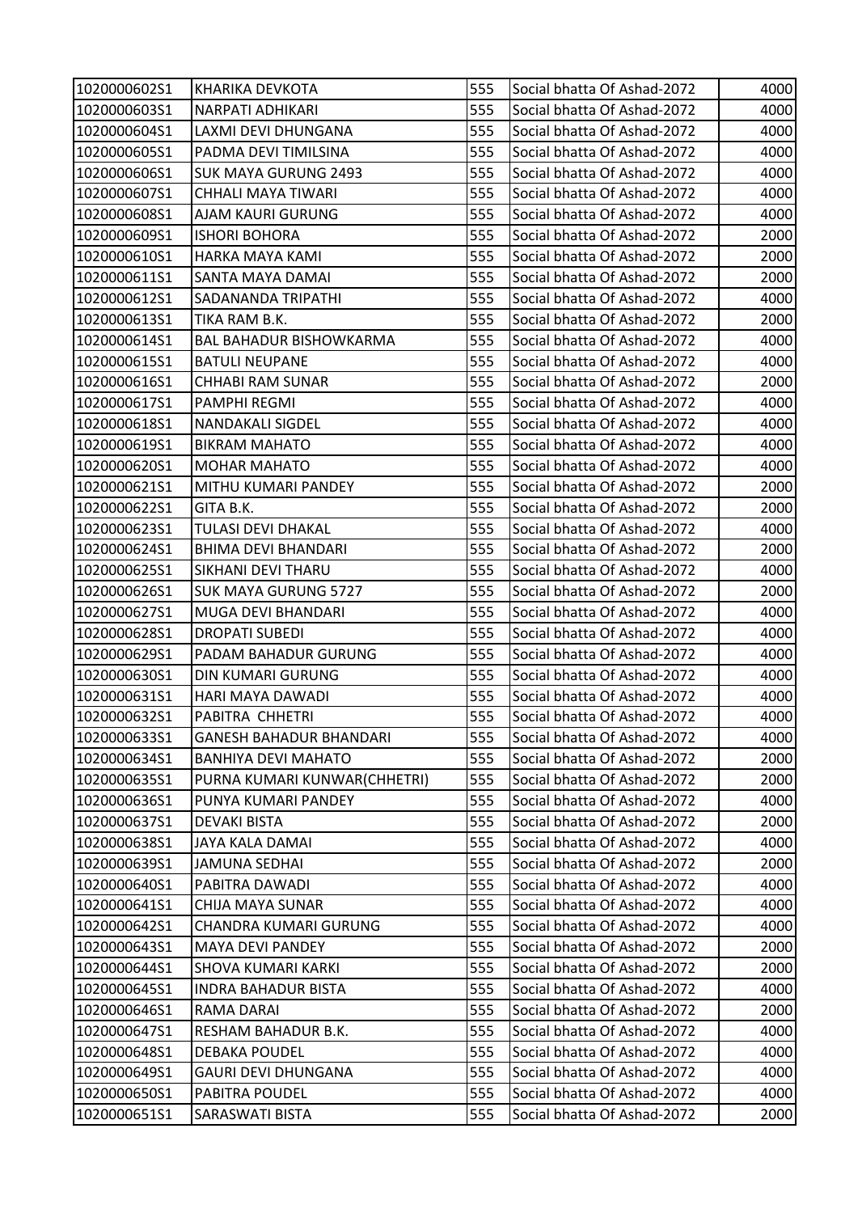| | | | | |
|---|---|---|---|---|
| 1020000602S1 | KHARIKA DEVKOTA | 555 | Social bhatta Of Ashad-2072 | 4000 |
| 1020000603S1 | NARPATI ADHIKARI | 555 | Social bhatta Of Ashad-2072 | 4000 |
| 1020000604S1 | LAXMI DEVI DHUNGANA | 555 | Social bhatta Of Ashad-2072 | 4000 |
| 1020000605S1 | PADMA DEVI TIMILSINA | 555 | Social bhatta Of Ashad-2072 | 4000 |
| 1020000606S1 | SUK MAYA GURUNG 2493 | 555 | Social bhatta Of Ashad-2072 | 4000 |
| 1020000607S1 | CHHALI MAYA TIWARI | 555 | Social bhatta Of Ashad-2072 | 4000 |
| 1020000608S1 | AJAM KAURI GURUNG | 555 | Social bhatta Of Ashad-2072 | 4000 |
| 1020000609S1 | ISHORI BOHORA | 555 | Social bhatta Of Ashad-2072 | 2000 |
| 1020000610S1 | HARKA MAYA KAMI | 555 | Social bhatta Of Ashad-2072 | 2000 |
| 1020000611S1 | SANTA MAYA DAMAI | 555 | Social bhatta Of Ashad-2072 | 2000 |
| 1020000612S1 | SADANANDA TRIPATHI | 555 | Social bhatta Of Ashad-2072 | 4000 |
| 1020000613S1 | TIKA RAM B.K. | 555 | Social bhatta Of Ashad-2072 | 2000 |
| 1020000614S1 | BAL BAHADUR BISHOWKARMA | 555 | Social bhatta Of Ashad-2072 | 4000 |
| 1020000615S1 | BATULI NEUPANE | 555 | Social bhatta Of Ashad-2072 | 4000 |
| 1020000616S1 | CHHABI RAM SUNAR | 555 | Social bhatta Of Ashad-2072 | 2000 |
| 1020000617S1 | PAMPHI REGMI | 555 | Social bhatta Of Ashad-2072 | 4000 |
| 1020000618S1 | NANDAKALI SIGDEL | 555 | Social bhatta Of Ashad-2072 | 4000 |
| 1020000619S1 | BIKRAM MAHATO | 555 | Social bhatta Of Ashad-2072 | 4000 |
| 1020000620S1 | MOHAR MAHATO | 555 | Social bhatta Of Ashad-2072 | 4000 |
| 1020000621S1 | MITHU KUMARI PANDEY | 555 | Social bhatta Of Ashad-2072 | 2000 |
| 1020000622S1 | GITA B.K. | 555 | Social bhatta Of Ashad-2072 | 2000 |
| 1020000623S1 | TULASI DEVI DHAKAL | 555 | Social bhatta Of Ashad-2072 | 4000 |
| 1020000624S1 | BHIMA DEVI BHANDARI | 555 | Social bhatta Of Ashad-2072 | 2000 |
| 1020000625S1 | SIKHANI DEVI THARU | 555 | Social bhatta Of Ashad-2072 | 4000 |
| 1020000626S1 | SUK MAYA GURUNG 5727 | 555 | Social bhatta Of Ashad-2072 | 2000 |
| 1020000627S1 | MUGA DEVI BHANDARI | 555 | Social bhatta Of Ashad-2072 | 4000 |
| 1020000628S1 | DROPATI SUBEDI | 555 | Social bhatta Of Ashad-2072 | 4000 |
| 1020000629S1 | PADAM BAHADUR GURUNG | 555 | Social bhatta Of Ashad-2072 | 4000 |
| 1020000630S1 | DIN KUMARI GURUNG | 555 | Social bhatta Of Ashad-2072 | 4000 |
| 1020000631S1 | HARI MAYA DAWADI | 555 | Social bhatta Of Ashad-2072 | 4000 |
| 1020000632S1 | PABITRA CHHETRI | 555 | Social bhatta Of Ashad-2072 | 4000 |
| 1020000633S1 | GANESH BAHADUR BHANDARI | 555 | Social bhatta Of Ashad-2072 | 4000 |
| 1020000634S1 | BANHIYA DEVI MAHATO | 555 | Social bhatta Of Ashad-2072 | 2000 |
| 1020000635S1 | PURNA KUMARI KUNWAR(CHHETRI) | 555 | Social bhatta Of Ashad-2072 | 2000 |
| 1020000636S1 | PUNYA KUMARI PANDEY | 555 | Social bhatta Of Ashad-2072 | 4000 |
| 1020000637S1 | DEVAKI BISTA | 555 | Social bhatta Of Ashad-2072 | 2000 |
| 1020000638S1 | JAYA KALA DAMAI | 555 | Social bhatta Of Ashad-2072 | 4000 |
| 1020000639S1 | JAMUNA SEDHAI | 555 | Social bhatta Of Ashad-2072 | 2000 |
| 1020000640S1 | PABITRA DAWADI | 555 | Social bhatta Of Ashad-2072 | 4000 |
| 1020000641S1 | CHIJA MAYA SUNAR | 555 | Social bhatta Of Ashad-2072 | 4000 |
| 1020000642S1 | CHANDRA KUMARI GURUNG | 555 | Social bhatta Of Ashad-2072 | 4000 |
| 1020000643S1 | MAYA DEVI PANDEY | 555 | Social bhatta Of Ashad-2072 | 2000 |
| 1020000644S1 | SHOVA KUMARI KARKI | 555 | Social bhatta Of Ashad-2072 | 2000 |
| 1020000645S1 | INDRA BAHADUR BISTA | 555 | Social bhatta Of Ashad-2072 | 4000 |
| 1020000646S1 | RAMA DARAI | 555 | Social bhatta Of Ashad-2072 | 2000 |
| 1020000647S1 | RESHAM BAHADUR B.K. | 555 | Social bhatta Of Ashad-2072 | 4000 |
| 1020000648S1 | DEBAKA POUDEL | 555 | Social bhatta Of Ashad-2072 | 4000 |
| 1020000649S1 | GAURI DEVI DHUNGANA | 555 | Social bhatta Of Ashad-2072 | 4000 |
| 1020000650S1 | PABITRA POUDEL | 555 | Social bhatta Of Ashad-2072 | 4000 |
| 1020000651S1 | SARASWATI BISTA | 555 | Social bhatta Of Ashad-2072 | 2000 |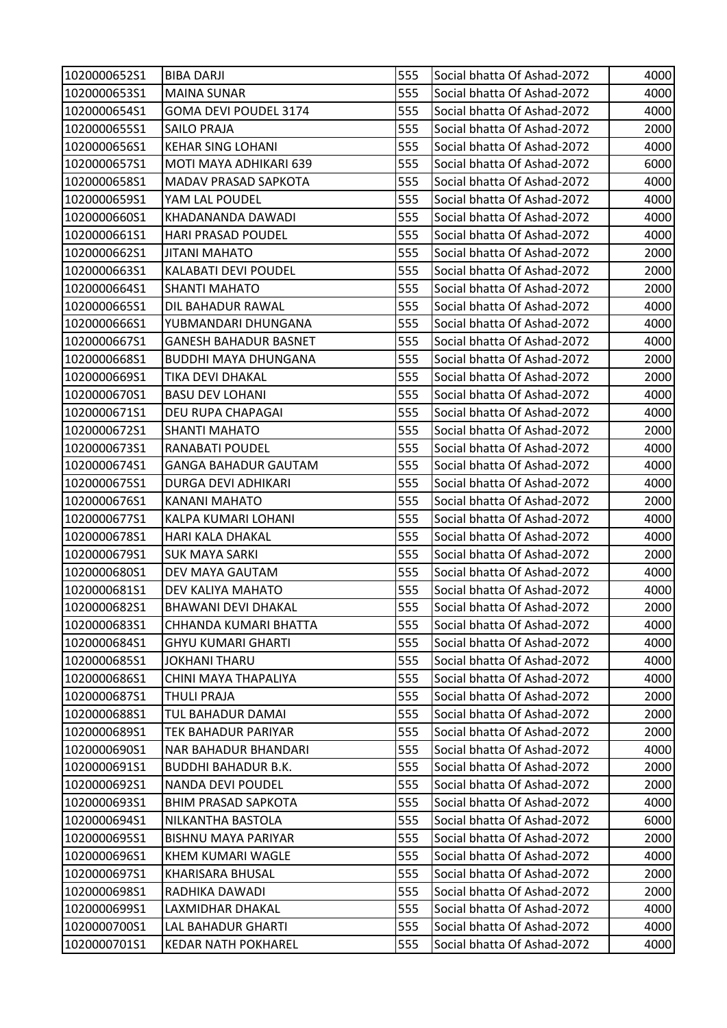| 1020000652S1 | BIBA DARJI | 555 | Social bhatta Of Ashad-2072 | 4000 |
|---|---|---|---|---|
| 1020000653S1 | MAINA SUNAR | 555 | Social bhatta Of Ashad-2072 | 4000 |
| 1020000654S1 | GOMA DEVI POUDEL 3174 | 555 | Social bhatta Of Ashad-2072 | 4000 |
| 1020000655S1 | SAILO PRAJA | 555 | Social bhatta Of Ashad-2072 | 2000 |
| 1020000656S1 | KEHAR SING LOHANI | 555 | Social bhatta Of Ashad-2072 | 4000 |
| 1020000657S1 | MOTI MAYA ADHIKARI 639 | 555 | Social bhatta Of Ashad-2072 | 6000 |
| 1020000658S1 | MADAV PRASAD SAPKOTA | 555 | Social bhatta Of Ashad-2072 | 4000 |
| 1020000659S1 | YAM LAL POUDEL | 555 | Social bhatta Of Ashad-2072 | 4000 |
| 1020000660S1 | KHADANANDA DAWADI | 555 | Social bhatta Of Ashad-2072 | 4000 |
| 1020000661S1 | HARI PRASAD POUDEL | 555 | Social bhatta Of Ashad-2072 | 4000 |
| 1020000662S1 | JITANI MAHATO | 555 | Social bhatta Of Ashad-2072 | 2000 |
| 1020000663S1 | KALABATI DEVI POUDEL | 555 | Social bhatta Of Ashad-2072 | 2000 |
| 1020000664S1 | SHANTI MAHATO | 555 | Social bhatta Of Ashad-2072 | 2000 |
| 1020000665S1 | DIL BAHADUR RAWAL | 555 | Social bhatta Of Ashad-2072 | 4000 |
| 1020000666S1 | YUBMANDARI DHUNGANA | 555 | Social bhatta Of Ashad-2072 | 4000 |
| 1020000667S1 | GANESH BAHADUR BASNET | 555 | Social bhatta Of Ashad-2072 | 4000 |
| 1020000668S1 | BUDDHI MAYA DHUNGANA | 555 | Social bhatta Of Ashad-2072 | 2000 |
| 1020000669S1 | TIKA DEVI DHAKAL | 555 | Social bhatta Of Ashad-2072 | 2000 |
| 1020000670S1 | BASU DEV LOHANI | 555 | Social bhatta Of Ashad-2072 | 4000 |
| 1020000671S1 | DEU RUPA CHAPAGAI | 555 | Social bhatta Of Ashad-2072 | 4000 |
| 1020000672S1 | SHANTI MAHATO | 555 | Social bhatta Of Ashad-2072 | 2000 |
| 1020000673S1 | RANABATI POUDEL | 555 | Social bhatta Of Ashad-2072 | 4000 |
| 1020000674S1 | GANGA BAHADUR GAUTAM | 555 | Social bhatta Of Ashad-2072 | 4000 |
| 1020000675S1 | DURGA DEVI ADHIKARI | 555 | Social bhatta Of Ashad-2072 | 4000 |
| 1020000676S1 | KANANI MAHATO | 555 | Social bhatta Of Ashad-2072 | 2000 |
| 1020000677S1 | KALPA KUMARI LOHANI | 555 | Social bhatta Of Ashad-2072 | 4000 |
| 1020000678S1 | HARI KALA DHAKAL | 555 | Social bhatta Of Ashad-2072 | 4000 |
| 1020000679S1 | SUK MAYA SARKI | 555 | Social bhatta Of Ashad-2072 | 2000 |
| 1020000680S1 | DEV MAYA GAUTAM | 555 | Social bhatta Of Ashad-2072 | 4000 |
| 1020000681S1 | DEV KALIYA MAHATO | 555 | Social bhatta Of Ashad-2072 | 4000 |
| 1020000682S1 | BHAWANI DEVI DHAKAL | 555 | Social bhatta Of Ashad-2072 | 2000 |
| 1020000683S1 | CHHANDA KUMARI BHATTA | 555 | Social bhatta Of Ashad-2072 | 4000 |
| 1020000684S1 | GHYU KUMARI GHARTI | 555 | Social bhatta Of Ashad-2072 | 4000 |
| 1020000685S1 | JOKHANI THARU | 555 | Social bhatta Of Ashad-2072 | 4000 |
| 1020000686S1 | CHINI MAYA THAPALIYA | 555 | Social bhatta Of Ashad-2072 | 4000 |
| 1020000687S1 | THULI PRAJA | 555 | Social bhatta Of Ashad-2072 | 2000 |
| 1020000688S1 | TUL BAHADUR DAMAI | 555 | Social bhatta Of Ashad-2072 | 2000 |
| 1020000689S1 | TEK BAHADUR PARIYAR | 555 | Social bhatta Of Ashad-2072 | 2000 |
| 1020000690S1 | NAR BAHADUR BHANDARI | 555 | Social bhatta Of Ashad-2072 | 4000 |
| 1020000691S1 | BUDDHI BAHADUR B.K. | 555 | Social bhatta Of Ashad-2072 | 2000 |
| 1020000692S1 | NANDA DEVI POUDEL | 555 | Social bhatta Of Ashad-2072 | 2000 |
| 1020000693S1 | BHIM PRASAD SAPKOTA | 555 | Social bhatta Of Ashad-2072 | 4000 |
| 1020000694S1 | NILKANTHA BASTOLA | 555 | Social bhatta Of Ashad-2072 | 6000 |
| 1020000695S1 | BISHNU MAYA PARIYAR | 555 | Social bhatta Of Ashad-2072 | 2000 |
| 1020000696S1 | KHEM KUMARI WAGLE | 555 | Social bhatta Of Ashad-2072 | 4000 |
| 1020000697S1 | KHARISARA BHUSAL | 555 | Social bhatta Of Ashad-2072 | 2000 |
| 1020000698S1 | RADHIKA DAWADI | 555 | Social bhatta Of Ashad-2072 | 2000 |
| 1020000699S1 | LAXMIDHAR DHAKAL | 555 | Social bhatta Of Ashad-2072 | 4000 |
| 1020000700S1 | LAL BAHADUR GHARTI | 555 | Social bhatta Of Ashad-2072 | 4000 |
| 1020000701S1 | KEDAR NATH POKHAREL | 555 | Social bhatta Of Ashad-2072 | 4000 |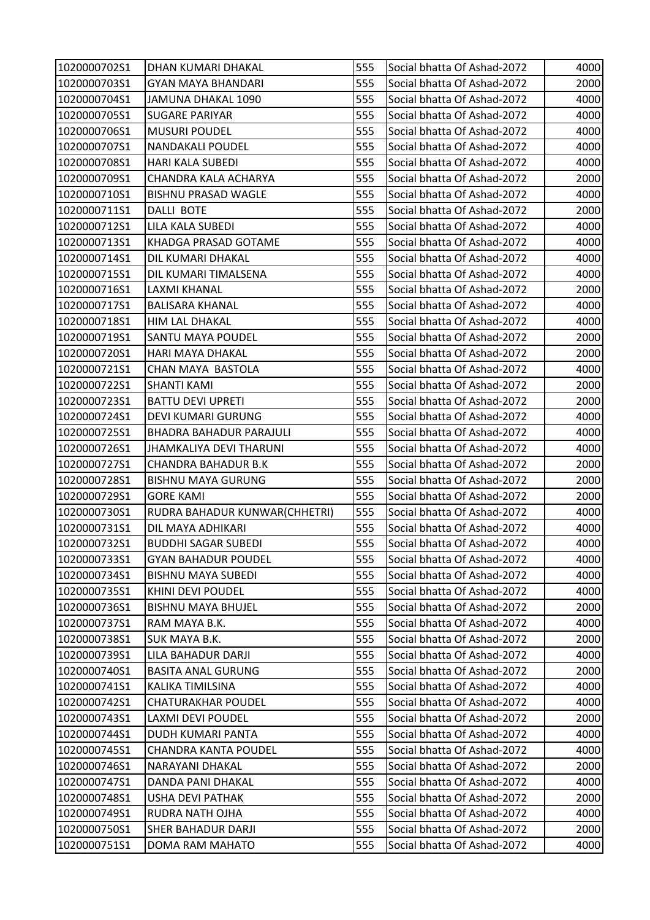| 1020000702S1 | DHAN KUMARI DHAKAL | 555 | Social bhatta Of Ashad-2072 | 4000 |
|---|---|---|---|---|
| 1020000703S1 | GYAN MAYA BHANDARI | 555 | Social bhatta Of Ashad-2072 | 2000 |
| 1020000704S1 | JAMUNA DHAKAL 1090 | 555 | Social bhatta Of Ashad-2072 | 4000 |
| 1020000705S1 | SUGARE PARIYAR | 555 | Social bhatta Of Ashad-2072 | 4000 |
| 1020000706S1 | MUSURI POUDEL | 555 | Social bhatta Of Ashad-2072 | 4000 |
| 1020000707S1 | NANDAKALI POUDEL | 555 | Social bhatta Of Ashad-2072 | 4000 |
| 1020000708S1 | HARI KALA SUBEDI | 555 | Social bhatta Of Ashad-2072 | 4000 |
| 1020000709S1 | CHANDRA KALA ACHARYA | 555 | Social bhatta Of Ashad-2072 | 2000 |
| 1020000710S1 | BISHNU PRASAD WAGLE | 555 | Social bhatta Of Ashad-2072 | 4000 |
| 1020000711S1 | DALLI BOTE | 555 | Social bhatta Of Ashad-2072 | 2000 |
| 1020000712S1 | LILA KALA SUBEDI | 555 | Social bhatta Of Ashad-2072 | 4000 |
| 1020000713S1 | KHADGA PRASAD GOTAME | 555 | Social bhatta Of Ashad-2072 | 4000 |
| 1020000714S1 | DIL KUMARI DHAKAL | 555 | Social bhatta Of Ashad-2072 | 4000 |
| 1020000715S1 | DIL KUMARI TIMALSENA | 555 | Social bhatta Of Ashad-2072 | 4000 |
| 1020000716S1 | LAXMI KHANAL | 555 | Social bhatta Of Ashad-2072 | 2000 |
| 1020000717S1 | BALISARA KHANAL | 555 | Social bhatta Of Ashad-2072 | 4000 |
| 1020000718S1 | HIM LAL DHAKAL | 555 | Social bhatta Of Ashad-2072 | 4000 |
| 1020000719S1 | SANTU MAYA POUDEL | 555 | Social bhatta Of Ashad-2072 | 2000 |
| 1020000720S1 | HARI MAYA DHAKAL | 555 | Social bhatta Of Ashad-2072 | 2000 |
| 1020000721S1 | CHAN MAYA BASTOLA | 555 | Social bhatta Of Ashad-2072 | 4000 |
| 1020000722S1 | SHANTI KAMI | 555 | Social bhatta Of Ashad-2072 | 2000 |
| 1020000723S1 | BATTU DEVI UPRETI | 555 | Social bhatta Of Ashad-2072 | 2000 |
| 1020000724S1 | DEVI KUMARI GURUNG | 555 | Social bhatta Of Ashad-2072 | 4000 |
| 1020000725S1 | BHADRA BAHADUR PARAJULI | 555 | Social bhatta Of Ashad-2072 | 4000 |
| 1020000726S1 | JHAMKALIYA DEVI THARUNI | 555 | Social bhatta Of Ashad-2072 | 4000 |
| 1020000727S1 | CHANDRA BAHADUR B.K | 555 | Social bhatta Of Ashad-2072 | 2000 |
| 1020000728S1 | BISHNU MAYA GURUNG | 555 | Social bhatta Of Ashad-2072 | 2000 |
| 1020000729S1 | GORE KAMI | 555 | Social bhatta Of Ashad-2072 | 2000 |
| 1020000730S1 | RUDRA BAHADUR KUNWAR(CHHETRI) | 555 | Social bhatta Of Ashad-2072 | 4000 |
| 1020000731S1 | DIL MAYA ADHIKARI | 555 | Social bhatta Of Ashad-2072 | 4000 |
| 1020000732S1 | BUDDHI SAGAR SUBEDI | 555 | Social bhatta Of Ashad-2072 | 4000 |
| 1020000733S1 | GYAN BAHADUR POUDEL | 555 | Social bhatta Of Ashad-2072 | 4000 |
| 1020000734S1 | BISHNU MAYA SUBEDI | 555 | Social bhatta Of Ashad-2072 | 4000 |
| 1020000735S1 | KHINI DEVI POUDEL | 555 | Social bhatta Of Ashad-2072 | 4000 |
| 1020000736S1 | BISHNU MAYA BHUJEL | 555 | Social bhatta Of Ashad-2072 | 2000 |
| 1020000737S1 | RAM MAYA B.K. | 555 | Social bhatta Of Ashad-2072 | 4000 |
| 1020000738S1 | SUK MAYA B.K. | 555 | Social bhatta Of Ashad-2072 | 2000 |
| 1020000739S1 | LILA BAHADUR DARJI | 555 | Social bhatta Of Ashad-2072 | 4000 |
| 1020000740S1 | BASITA ANAL GURUNG | 555 | Social bhatta Of Ashad-2072 | 2000 |
| 1020000741S1 | KALIKA TIMILSINA | 555 | Social bhatta Of Ashad-2072 | 4000 |
| 1020000742S1 | CHATURAKHAR POUDEL | 555 | Social bhatta Of Ashad-2072 | 4000 |
| 1020000743S1 | LAXMI DEVI POUDEL | 555 | Social bhatta Of Ashad-2072 | 2000 |
| 1020000744S1 | DUDH KUMARI PANTA | 555 | Social bhatta Of Ashad-2072 | 4000 |
| 1020000745S1 | CHANDRA KANTA POUDEL | 555 | Social bhatta Of Ashad-2072 | 4000 |
| 1020000746S1 | NARAYANI DHAKAL | 555 | Social bhatta Of Ashad-2072 | 2000 |
| 1020000747S1 | DANDA PANI DHAKAL | 555 | Social bhatta Of Ashad-2072 | 4000 |
| 1020000748S1 | USHA DEVI PATHAK | 555 | Social bhatta Of Ashad-2072 | 2000 |
| 1020000749S1 | RUDRA NATH OJHA | 555 | Social bhatta Of Ashad-2072 | 4000 |
| 1020000750S1 | SHER BAHADUR DARJI | 555 | Social bhatta Of Ashad-2072 | 2000 |
| 1020000751S1 | DOMA RAM MAHATO | 555 | Social bhatta Of Ashad-2072 | 4000 |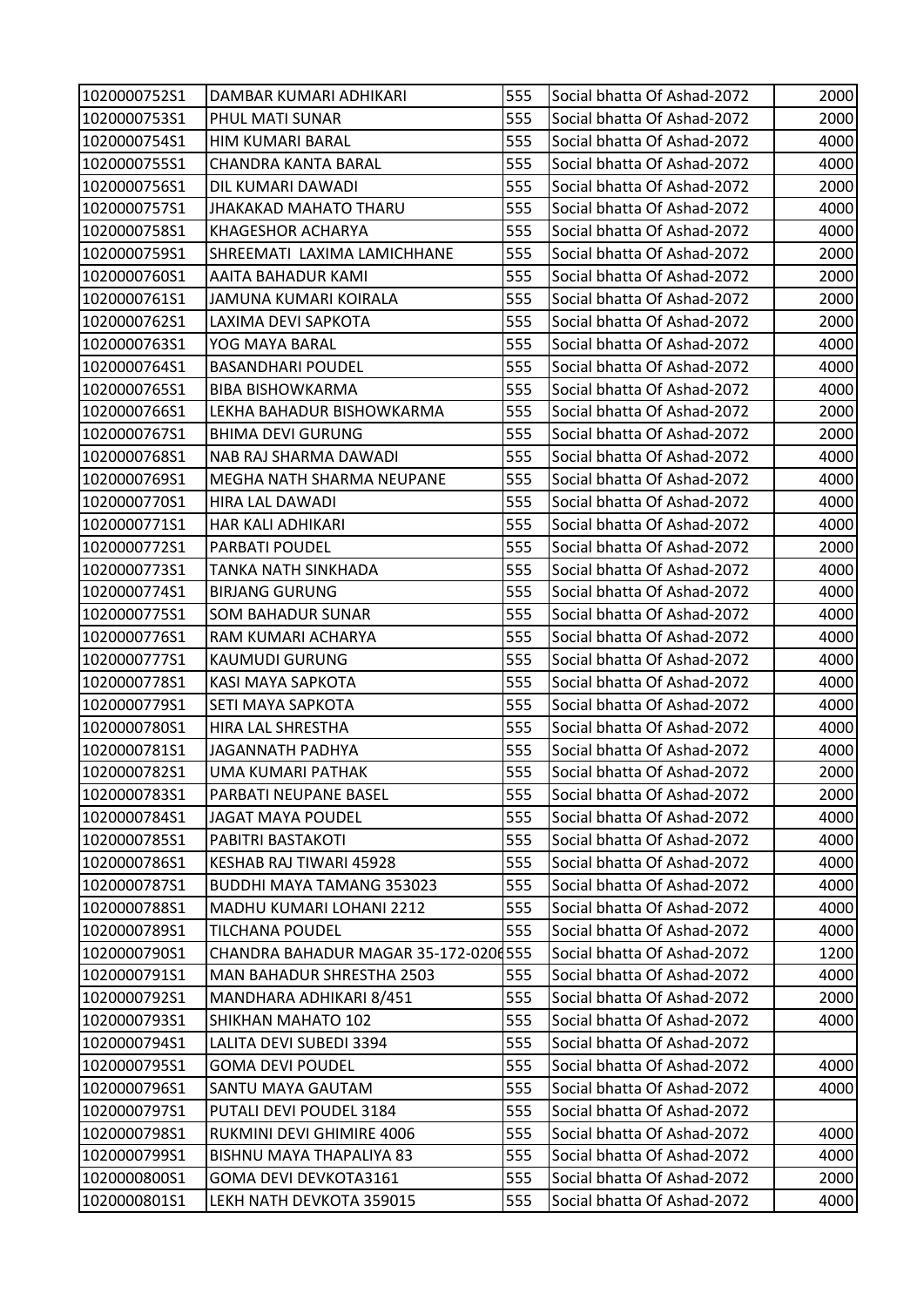| | | | | |
|---|---|---|---|---|
| 1020000752S1 | DAMBAR KUMARI ADHIKARI | 555 | Social bhatta Of Ashad-2072 | 2000 |
| 1020000753S1 | PHUL MATI SUNAR | 555 | Social bhatta Of Ashad-2072 | 2000 |
| 1020000754S1 | HIM KUMARI BARAL | 555 | Social bhatta Of Ashad-2072 | 4000 |
| 1020000755S1 | CHANDRA KANTA BARAL | 555 | Social bhatta Of Ashad-2072 | 4000 |
| 1020000756S1 | DIL KUMARI DAWADI | 555 | Social bhatta Of Ashad-2072 | 2000 |
| 1020000757S1 | JHAKAKAD MAHATO THARU | 555 | Social bhatta Of Ashad-2072 | 4000 |
| 1020000758S1 | KHAGESHOR ACHARYA | 555 | Social bhatta Of Ashad-2072 | 4000 |
| 1020000759S1 | SHREEMATI LAXIMA LAMICHHANE | 555 | Social bhatta Of Ashad-2072 | 2000 |
| 1020000760S1 | AAITA BAHADUR KAMI | 555 | Social bhatta Of Ashad-2072 | 2000 |
| 1020000761S1 | JAMUNA KUMARI KOIRALA | 555 | Social bhatta Of Ashad-2072 | 2000 |
| 1020000762S1 | LAXIMA DEVI SAPKOTA | 555 | Social bhatta Of Ashad-2072 | 2000 |
| 1020000763S1 | YOG MAYA BARAL | 555 | Social bhatta Of Ashad-2072 | 4000 |
| 1020000764S1 | BASANDHARI POUDEL | 555 | Social bhatta Of Ashad-2072 | 4000 |
| 1020000765S1 | BIBA BISHOWKARMA | 555 | Social bhatta Of Ashad-2072 | 4000 |
| 1020000766S1 | LEKHA BAHADUR BISHOWKARMA | 555 | Social bhatta Of Ashad-2072 | 2000 |
| 1020000767S1 | BHIMA DEVI GURUNG | 555 | Social bhatta Of Ashad-2072 | 2000 |
| 1020000768S1 | NAB RAJ SHARMA DAWADI | 555 | Social bhatta Of Ashad-2072 | 4000 |
| 1020000769S1 | MEGHA NATH SHARMA NEUPANE | 555 | Social bhatta Of Ashad-2072 | 4000 |
| 1020000770S1 | HIRA LAL DAWADI | 555 | Social bhatta Of Ashad-2072 | 4000 |
| 1020000771S1 | HAR KALI ADHIKARI | 555 | Social bhatta Of Ashad-2072 | 4000 |
| 1020000772S1 | PARBATI POUDEL | 555 | Social bhatta Of Ashad-2072 | 2000 |
| 1020000773S1 | TANKA NATH SINKHADA | 555 | Social bhatta Of Ashad-2072 | 4000 |
| 1020000774S1 | BIRJANG GURUNG | 555 | Social bhatta Of Ashad-2072 | 4000 |
| 1020000775S1 | SOM BAHADUR SUNAR | 555 | Social bhatta Of Ashad-2072 | 4000 |
| 1020000776S1 | RAM KUMARI ACHARYA | 555 | Social bhatta Of Ashad-2072 | 4000 |
| 1020000777S1 | KAUMUDI GURUNG | 555 | Social bhatta Of Ashad-2072 | 4000 |
| 1020000778S1 | KASI MAYA SAPKOTA | 555 | Social bhatta Of Ashad-2072 | 4000 |
| 1020000779S1 | SETI MAYA SAPKOTA | 555 | Social bhatta Of Ashad-2072 | 4000 |
| 1020000780S1 | HIRA LAL SHRESTHA | 555 | Social bhatta Of Ashad-2072 | 4000 |
| 1020000781S1 | JAGANNATH PADHYA | 555 | Social bhatta Of Ashad-2072 | 4000 |
| 1020000782S1 | UMA KUMARI PATHAK | 555 | Social bhatta Of Ashad-2072 | 2000 |
| 1020000783S1 | PARBATI NEUPANE BASEL | 555 | Social bhatta Of Ashad-2072 | 2000 |
| 1020000784S1 | JAGAT MAYA POUDEL | 555 | Social bhatta Of Ashad-2072 | 4000 |
| 1020000785S1 | PABITRI BASTAKOTI | 555 | Social bhatta Of Ashad-2072 | 4000 |
| 1020000786S1 | KESHAB RAJ TIWARI 45928 | 555 | Social bhatta Of Ashad-2072 | 4000 |
| 1020000787S1 | BUDDHI MAYA TAMANG 353023 | 555 | Social bhatta Of Ashad-2072 | 4000 |
| 1020000788S1 | MADHU KUMARI LOHANI 2212 | 555 | Social bhatta Of Ashad-2072 | 4000 |
| 1020000789S1 | TILCHANA POUDEL | 555 | Social bhatta Of Ashad-2072 | 4000 |
| 1020000790S1 | CHANDRA BAHADUR MAGAR 35-172-0206 | 555 | Social bhatta Of Ashad-2072 | 1200 |
| 1020000791S1 | MAN BAHADUR SHRESTHA 2503 | 555 | Social bhatta Of Ashad-2072 | 4000 |
| 1020000792S1 | MANDHARA ADHIKARI 8/451 | 555 | Social bhatta Of Ashad-2072 | 2000 |
| 1020000793S1 | SHIKHAN MAHATO 102 | 555 | Social bhatta Of Ashad-2072 | 4000 |
| 1020000794S1 | LALITA DEVI SUBEDI 3394 | 555 | Social bhatta Of Ashad-2072 | |
| 1020000795S1 | GOMA DEVI POUDEL | 555 | Social bhatta Of Ashad-2072 | 4000 |
| 1020000796S1 | SANTU MAYA GAUTAM | 555 | Social bhatta Of Ashad-2072 | 4000 |
| 1020000797S1 | PUTALI DEVI POUDEL 3184 | 555 | Social bhatta Of Ashad-2072 | |
| 1020000798S1 | RUKMINI DEVI GHIMIRE 4006 | 555 | Social bhatta Of Ashad-2072 | 4000 |
| 1020000799S1 | BISHNU MAYA THAPALIYA 83 | 555 | Social bhatta Of Ashad-2072 | 4000 |
| 1020000800S1 | GOMA DEVI DEVKOTA3161 | 555 | Social bhatta Of Ashad-2072 | 2000 |
| 1020000801S1 | LEKH NATH DEVKOTA 359015 | 555 | Social bhatta Of Ashad-2072 | 4000 |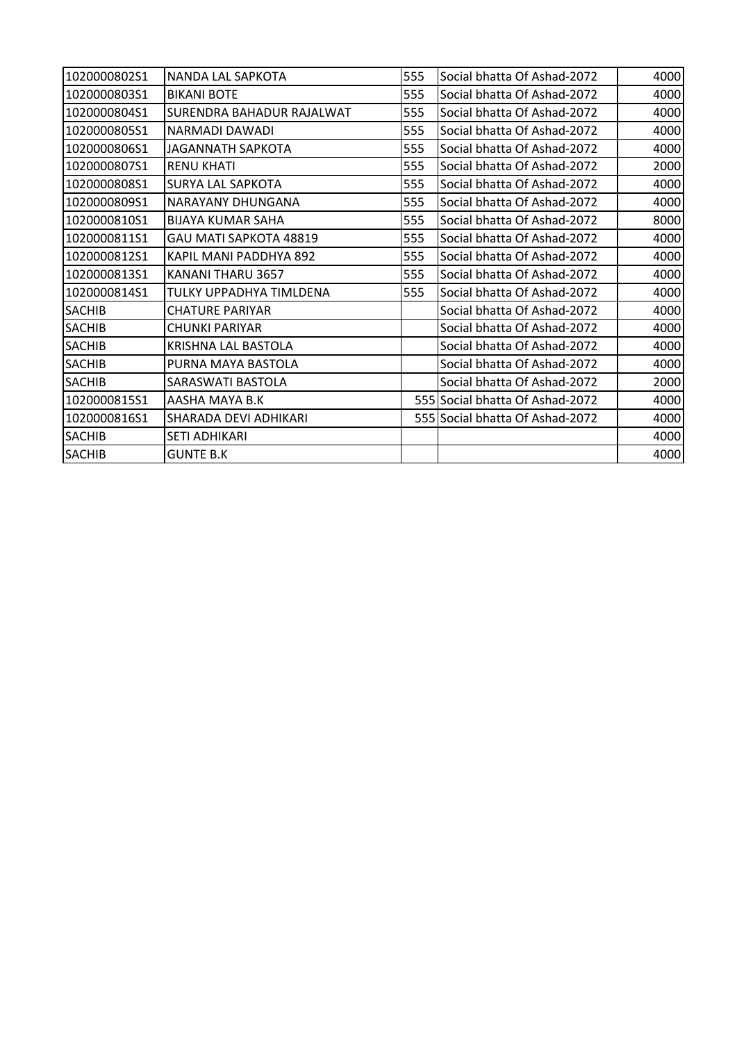| | | | | |
|---|---|---|---|---|
| 1020000802S1 | NANDA LAL SAPKOTA | 555 | Social bhatta Of Ashad-2072 | 4000 |
| 1020000803S1 | BIKANI BOTE | 555 | Social bhatta Of Ashad-2072 | 4000 |
| 1020000804S1 | SURENDRA BAHADUR RAJALWAT | 555 | Social bhatta Of Ashad-2072 | 4000 |
| 1020000805S1 | NARMADI DAWADI | 555 | Social bhatta Of Ashad-2072 | 4000 |
| 1020000806S1 | JAGANNATH SAPKOTA | 555 | Social bhatta Of Ashad-2072 | 4000 |
| 1020000807S1 | RENU KHATI | 555 | Social bhatta Of Ashad-2072 | 2000 |
| 1020000808S1 | SURYA LAL SAPKOTA | 555 | Social bhatta Of Ashad-2072 | 4000 |
| 1020000809S1 | NARAYANY DHUNGANA | 555 | Social bhatta Of Ashad-2072 | 4000 |
| 1020000810S1 | BIJAYA KUMAR SAHA | 555 | Social bhatta Of Ashad-2072 | 8000 |
| 1020000811S1 | GAU MATI SAPKOTA 48819 | 555 | Social bhatta Of Ashad-2072 | 4000 |
| 1020000812S1 | KAPIL MANI PADDHYA 892 | 555 | Social bhatta Of Ashad-2072 | 4000 |
| 1020000813S1 | KANANI THARU 3657 | 555 | Social bhatta Of Ashad-2072 | 4000 |
| 1020000814S1 | TULKY UPPADHYA TIMLDENA | 555 | Social bhatta Of Ashad-2072 | 4000 |
| SACHIB | CHATURE PARIYAR | | Social bhatta Of Ashad-2072 | 4000 |
| SACHIB | CHUNKI PARIYAR | | Social bhatta Of Ashad-2072 | 4000 |
| SACHIB | KRISHNA LAL BASTOLA | | Social bhatta Of Ashad-2072 | 4000 |
| SACHIB | PURNA MAYA BASTOLA | | Social bhatta Of Ashad-2072 | 4000 |
| SACHIB | SARASWATI BASTOLA | | Social bhatta Of Ashad-2072 | 2000 |
| 1020000815S1 | AASHA MAYA B.K | 555 | Social bhatta Of Ashad-2072 | 4000 |
| 1020000816S1 | SHARADA DEVI ADHIKARI | 555 | Social bhatta Of Ashad-2072 | 4000 |
| SACHIB | SETI ADHIKARI | | | 4000 |
| SACHIB | GUNTE B.K | | | 4000 |